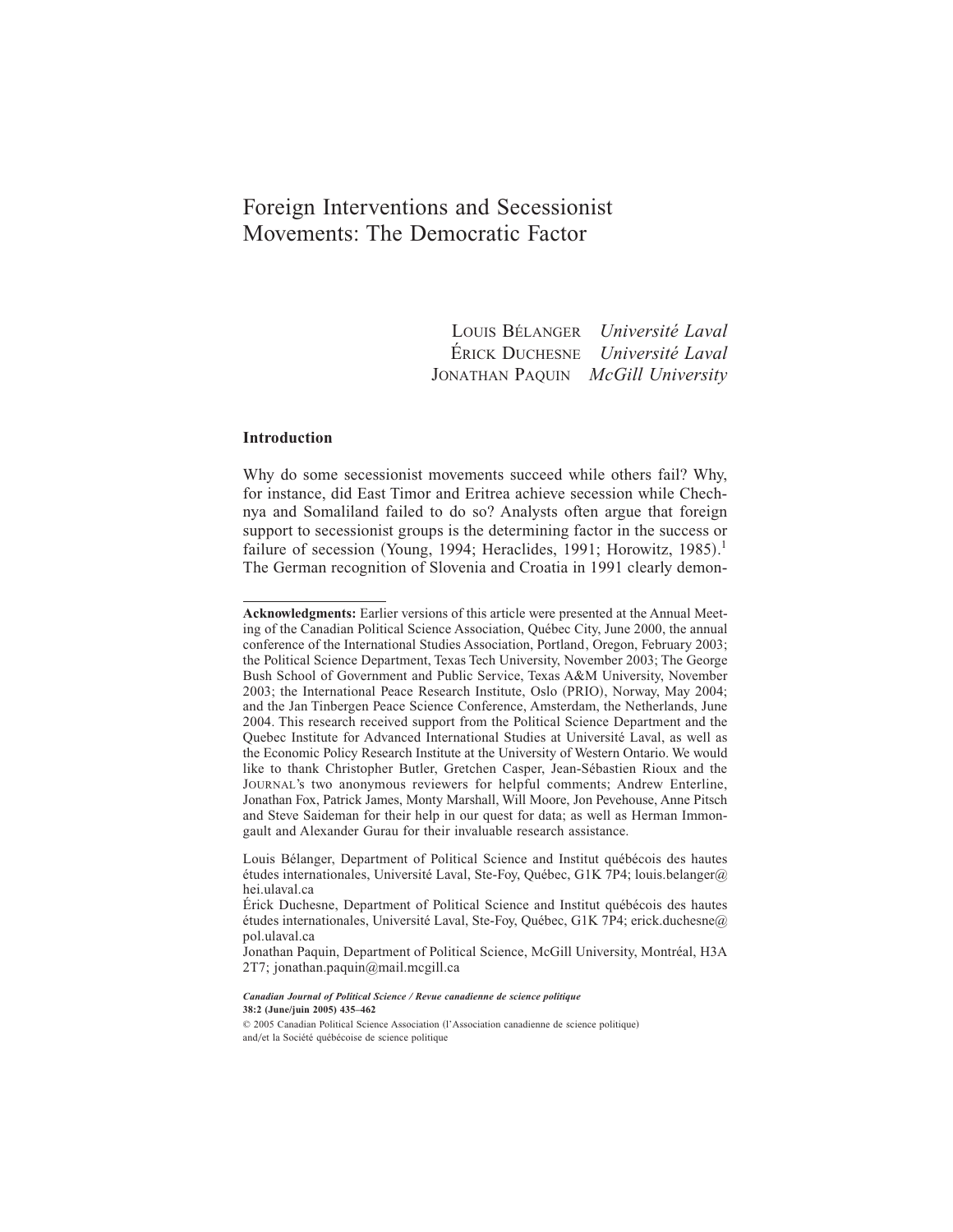# Foreign Interventions and Secessionist Movements: The Democratic Factor

LOUIS BÉLANGER *Université Laval*
ÉRICK DUCHESNE *Université Laval*
JONATHAN PAQUIN *McGill University*

## Introduction

Why do some secessionist movements succeed while others fail? Why, for instance, did East Timor and Eritrea achieve secession while Chechnya and Somaliland failed to do so? Analysts often argue that foreign support to secessionist groups is the determining factor in the success or failure of secession (Young, 1994; Heraclides, 1991; Horowitz, 1985).[1] The German recognition of Slovenia and Croatia in 1991 clearly demon-

---

**Acknowledgments:** Earlier versions of this article were presented at the Annual Meeting of the Canadian Political Science Association, Québec City, June 2000, the annual conference of the International Studies Association, Portland, Oregon, February 2003; the Political Science Department, Texas Tech University, November 2003; The George Bush School of Government and Public Service, Texas A&M University, November 2003; the International Peace Research Institute, Oslo (PRIO), Norway, May 2004; and the Jan Tinbergen Peace Science Conference, Amsterdam, the Netherlands, June 2004. This research received support from the Political Science Department and the Quebec Institute for Advanced International Studies at Université Laval, as well as the Economic Policy Research Institute at the University of Western Ontario. We would like to thank Christopher Butler, Gretchen Casper, Jean-Sébastien Rioux and the JOURNAL's two anonymous reviewers for helpful comments; Andrew Enterline, Jonathan Fox, Patrick James, Monty Marshall, Will Moore, Jon Pevehouse, Anne Pitsch and Steve Saideman for their help in our quest for data; as well as Herman Immongault and Alexander Gurau for their invaluable research assistance.

Louis Bélanger, Department of Political Science and Institut québécois des hautes études internationales, Université Laval, Ste-Foy, Québec, G1K 7P4; louis.belanger@hei.ulaval.ca

Érick Duchesne, Department of Political Science and Institut québécois des hautes études internationales, Université Laval, Ste-Foy, Québec, G1K 7P4; erick.duchesne@pol.ulaval.ca

Jonathan Paquin, Department of Political Science, McGill University, Montréal, H3A 2T7; jonathan.paquin@mail.mcgill.ca

*Canadian Journal of Political Science / Revue canadienne de science politique*
**38:2 (June/juin 2005) 435–462**

© 2005 Canadian Political Science Association (l'Association canadienne de science politique) and/et la Société québécoise de science politique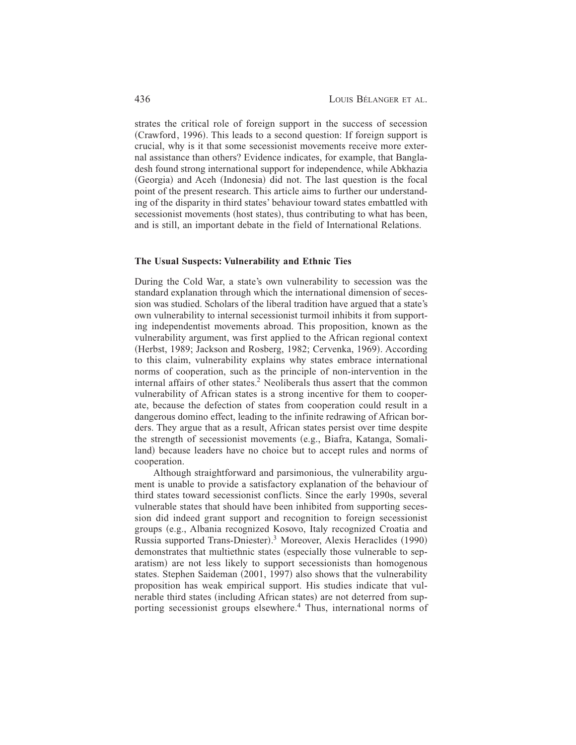strates the critical role of foreign support in the success of secession (Crawford, 1996). This leads to a second question: If foreign support is crucial, why is it that some secessionist movements receive more external assistance than others? Evidence indicates, for example, that Bangladesh found strong international support for independence, while Abkhazia (Georgia) and Aceh (Indonesia) did not. The last question is the focal point of the present research. This article aims to further our understanding of the disparity in third states' behaviour toward states embattled with secessionist movements (host states), thus contributing to what has been, and is still, an important debate in the field of International Relations.

### The Usual Suspects: Vulnerability and Ethnic Ties

During the Cold War, a state's own vulnerability to secession was the standard explanation through which the international dimension of secession was studied. Scholars of the liberal tradition have argued that a state's own vulnerability to internal secessionist turmoil inhibits it from supporting independentist movements abroad. This proposition, known as the vulnerability argument, was first applied to the African regional context (Herbst, 1989; Jackson and Rosberg, 1982; Cervenka, 1969). According to this claim, vulnerability explains why states embrace international norms of cooperation, such as the principle of non-intervention in the internal affairs of other states.[2] Neoliberals thus assert that the common vulnerability of African states is a strong incentive for them to cooperate, because the defection of states from cooperation could result in a dangerous domino effect, leading to the infinite redrawing of African borders. They argue that as a result, African states persist over time despite the strength of secessionist movements (e.g., Biafra, Katanga, Somaliland) because leaders have no choice but to accept rules and norms of cooperation.

Although straightforward and parsimonious, the vulnerability argument is unable to provide a satisfactory explanation of the behaviour of third states toward secessionist conflicts. Since the early 1990s, several vulnerable states that should have been inhibited from supporting secession did indeed grant support and recognition to foreign secessionist groups (e.g., Albania recognized Kosovo, Italy recognized Croatia and Russia supported Trans-Dniester).[3] Moreover, Alexis Heraclides (1990) demonstrates that multiethnic states (especially those vulnerable to separatism) are not less likely to support secessionists than homogenous states. Stephen Saideman (2001, 1997) also shows that the vulnerability proposition has weak empirical support. His studies indicate that vulnerable third states (including African states) are not deterred from supporting secessionist groups elsewhere.[4] Thus, international norms of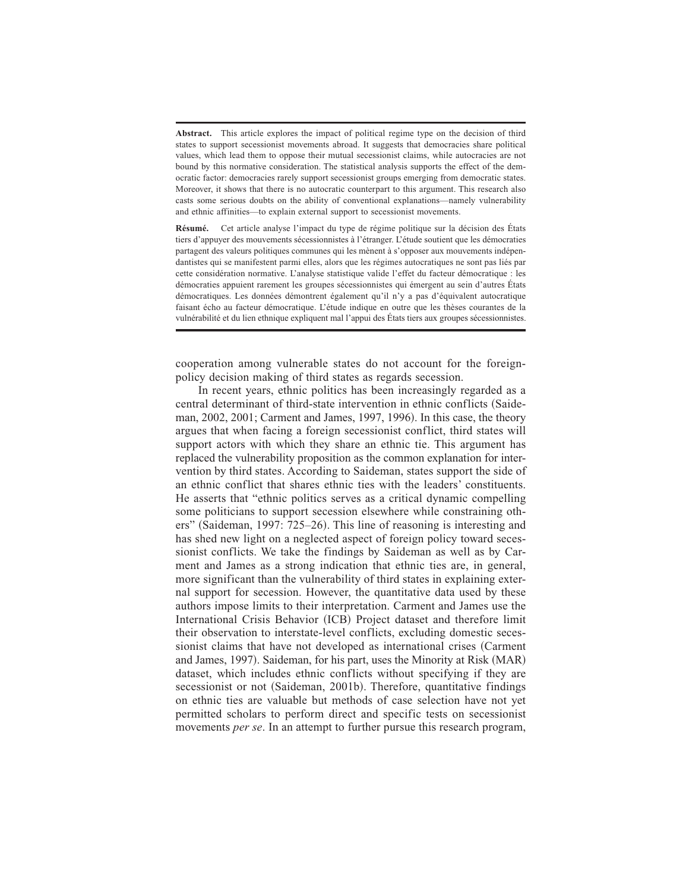**Abstract.** This article explores the impact of political regime type on the decision of third states to support secessionist movements abroad. It suggests that democracies share political values, which lead them to oppose their mutual secessionist claims, while autocracies are not bound by this normative consideration. The statistical analysis supports the effect of the democratic factor: democracies rarely support secessionist groups emerging from democratic states. Moreover, it shows that there is no autocratic counterpart to this argument. This research also casts some serious doubts on the ability of conventional explanations—namely vulnerability and ethnic affinities—to explain external support to secessionist movements.

**Résumé.** Cet article analyse l'impact du type de régime politique sur la décision des États tiers d'appuyer des mouvements sécessionnistes à l'étranger. L'étude soutient que les démocraties partagent des valeurs politiques communes qui les mènent à s'opposer aux mouvements indépendantistes qui se manifestent parmi elles, alors que les régimes autocratiques ne sont pas liés par cette considération normative. L'analyse statistique valide l'effet du facteur démocratique : les démocraties appuient rarement les groupes sécessionnistes qui émergent au sein d'autres États démocratiques. Les données démontrent également qu'il n'y a pas d'équivalent autocratique faisant écho au facteur démocratique. L'étude indique en outre que les thèses courantes de la vulnérabilité et du lien ethnique expliquent mal l'appui des États tiers aux groupes sécessionnistes.

cooperation among vulnerable states do not account for the foreign-policy decision making of third states as regards secession.

In recent years, ethnic politics has been increasingly regarded as a central determinant of third-state intervention in ethnic conflicts (Saideman, 2002, 2001; Carment and James, 1997, 1996). In this case, the theory argues that when facing a foreign secessionist conflict, third states will support actors with which they share an ethnic tie. This argument has replaced the vulnerability proposition as the common explanation for intervention by third states. According to Saideman, states support the side of an ethnic conflict that shares ethnic ties with the leaders' constituents. He asserts that "ethnic politics serves as a critical dynamic compelling some politicians to support secession elsewhere while constraining others" (Saideman, 1997: 725–26). This line of reasoning is interesting and has shed new light on a neglected aspect of foreign policy toward secessionist conflicts. We take the findings by Saideman as well as by Carment and James as a strong indication that ethnic ties are, in general, more significant than the vulnerability of third states in explaining external support for secession. However, the quantitative data used by these authors impose limits to their interpretation. Carment and James use the International Crisis Behavior (ICB) Project dataset and therefore limit their observation to interstate-level conflicts, excluding domestic secessionist claims that have not developed as international crises (Carment and James, 1997). Saideman, for his part, uses the Minority at Risk (MAR) dataset, which includes ethnic conflicts without specifying if they are secessionist or not (Saideman, 2001b). Therefore, quantitative findings on ethnic ties are valuable but methods of case selection have not yet permitted scholars to perform direct and specific tests on secessionist movements *per se*. In an attempt to further pursue this research program,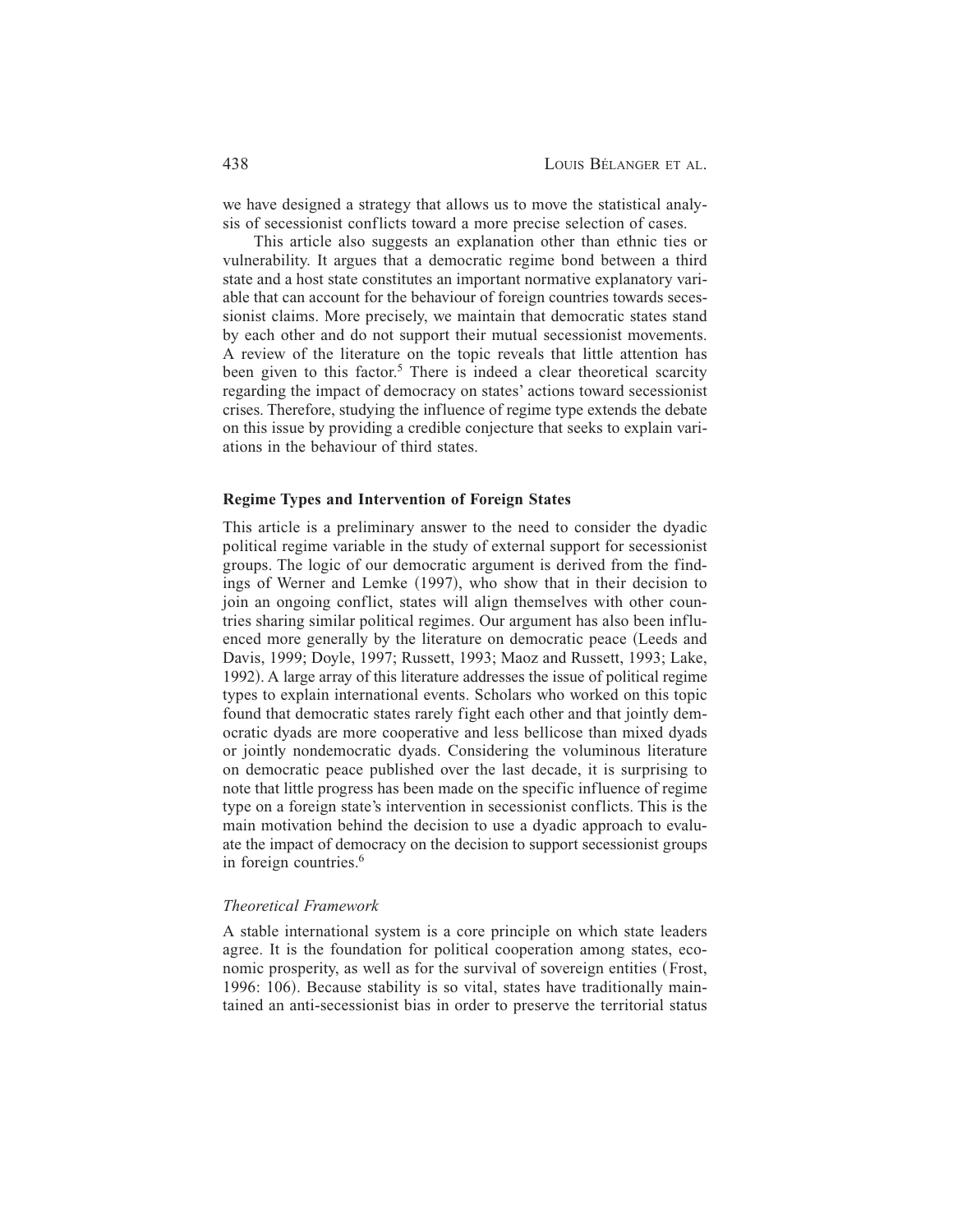we have designed a strategy that allows us to move the statistical analysis of secessionist conflicts toward a more precise selection of cases.

This article also suggests an explanation other than ethnic ties or vulnerability. It argues that a democratic regime bond between a third state and a host state constitutes an important normative explanatory variable that can account for the behaviour of foreign countries towards secessionist claims. More precisely, we maintain that democratic states stand by each other and do not support their mutual secessionist movements. A review of the literature on the topic reveals that little attention has been given to this factor.[5] There is indeed a clear theoretical scarcity regarding the impact of democracy on states' actions toward secessionist crises. Therefore, studying the influence of regime type extends the debate on this issue by providing a credible conjecture that seeks to explain variations in the behaviour of third states.

## Regime Types and Intervention of Foreign States

This article is a preliminary answer to the need to consider the dyadic political regime variable in the study of external support for secessionist groups. The logic of our democratic argument is derived from the findings of Werner and Lemke (1997), who show that in their decision to join an ongoing conflict, states will align themselves with other countries sharing similar political regimes. Our argument has also been influenced more generally by the literature on democratic peace (Leeds and Davis, 1999; Doyle, 1997; Russett, 1993; Maoz and Russett, 1993; Lake, 1992). A large array of this literature addresses the issue of political regime types to explain international events. Scholars who worked on this topic found that democratic states rarely fight each other and that jointly democratic dyads are more cooperative and less bellicose than mixed dyads or jointly nondemocratic dyads. Considering the voluminous literature on democratic peace published over the last decade, it is surprising to note that little progress has been made on the specific influence of regime type on a foreign state's intervention in secessionist conflicts. This is the main motivation behind the decision to use a dyadic approach to evaluate the impact of democracy on the decision to support secessionist groups in foreign countries.[6]

### *Theoretical Framework*

A stable international system is a core principle on which state leaders agree. It is the foundation for political cooperation among states, economic prosperity, as well as for the survival of sovereign entities (Frost, 1996: 106). Because stability is so vital, states have traditionally maintained an anti-secessionist bias in order to preserve the territorial status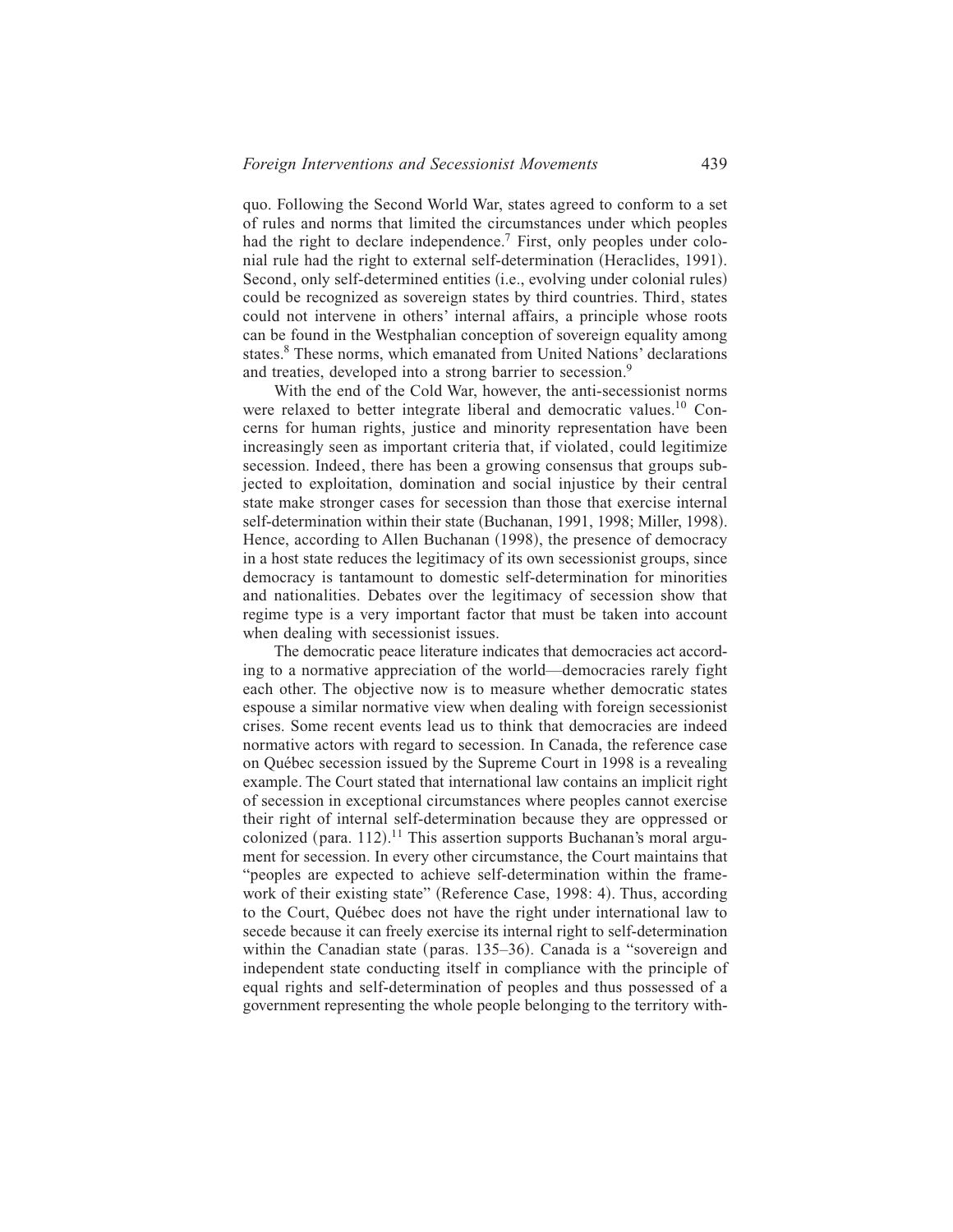quo. Following the Second World War, states agreed to conform to a set of rules and norms that limited the circumstances under which peoples had the right to declare independence.[7] First, only peoples under colonial rule had the right to external self-determination (Heraclides, 1991). Second, only self-determined entities (i.e., evolving under colonial rules) could be recognized as sovereign states by third countries. Third, states could not intervene in others' internal affairs, a principle whose roots can be found in the Westphalian conception of sovereign equality among states.[8] These norms, which emanated from United Nations' declarations and treaties, developed into a strong barrier to secession.[9]

With the end of the Cold War, however, the anti-secessionist norms were relaxed to better integrate liberal and democratic values.[10] Concerns for human rights, justice and minority representation have been increasingly seen as important criteria that, if violated, could legitimize secession. Indeed, there has been a growing consensus that groups subjected to exploitation, domination and social injustice by their central state make stronger cases for secession than those that exercise internal self-determination within their state (Buchanan, 1991, 1998; Miller, 1998). Hence, according to Allen Buchanan (1998), the presence of democracy in a host state reduces the legitimacy of its own secessionist groups, since democracy is tantamount to domestic self-determination for minorities and nationalities. Debates over the legitimacy of secession show that regime type is a very important factor that must be taken into account when dealing with secessionist issues.

The democratic peace literature indicates that democracies act according to a normative appreciation of the world—democracies rarely fight each other. The objective now is to measure whether democratic states espouse a similar normative view when dealing with foreign secessionist crises. Some recent events lead us to think that democracies are indeed normative actors with regard to secession. In Canada, the reference case on Québec secession issued by the Supreme Court in 1998 is a revealing example. The Court stated that international law contains an implicit right of secession in exceptional circumstances where peoples cannot exercise their right of internal self-determination because they are oppressed or colonized (para. 112).[11] This assertion supports Buchanan's moral argument for secession. In every other circumstance, the Court maintains that "peoples are expected to achieve self-determination within the framework of their existing state" (Reference Case, 1998: 4). Thus, according to the Court, Québec does not have the right under international law to secede because it can freely exercise its internal right to self-determination within the Canadian state (paras. 135–36). Canada is a "sovereign and independent state conducting itself in compliance with the principle of equal rights and self-determination of peoples and thus possessed of a government representing the whole people belonging to the territory with-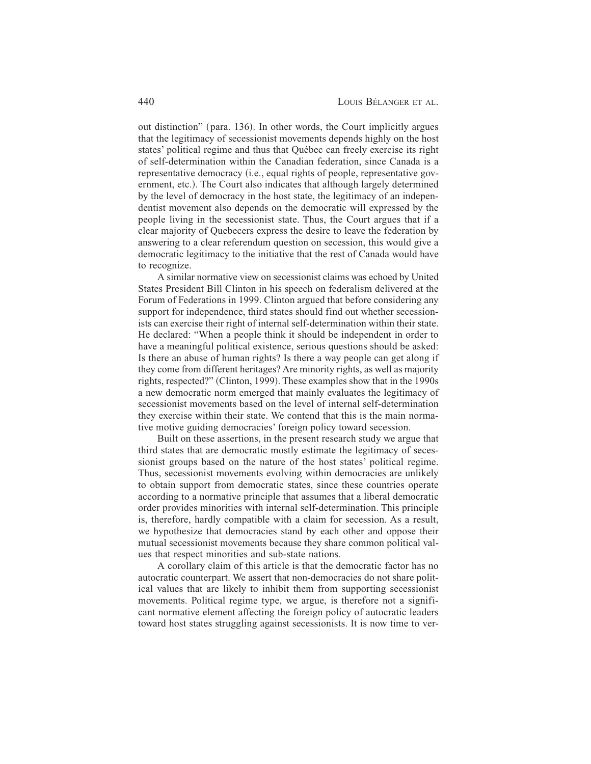out distinction" (para. 136). In other words, the Court implicitly argues that the legitimacy of secessionist movements depends highly on the host states' political regime and thus that Québec can freely exercise its right of self-determination within the Canadian federation, since Canada is a representative democracy (i.e., equal rights of people, representative government, etc.). The Court also indicates that although largely determined by the level of democracy in the host state, the legitimacy of an independentist movement also depends on the democratic will expressed by the people living in the secessionist state. Thus, the Court argues that if a clear majority of Quebecers express the desire to leave the federation by answering to a clear referendum question on secession, this would give a democratic legitimacy to the initiative that the rest of Canada would have to recognize.

A similar normative view on secessionist claims was echoed by United States President Bill Clinton in his speech on federalism delivered at the Forum of Federations in 1999. Clinton argued that before considering any support for independence, third states should find out whether secessionists can exercise their right of internal self-determination within their state. He declared: "When a people think it should be independent in order to have a meaningful political existence, serious questions should be asked: Is there an abuse of human rights? Is there a way people can get along if they come from different heritages? Are minority rights, as well as majority rights, respected?" (Clinton, 1999). These examples show that in the 1990s a new democratic norm emerged that mainly evaluates the legitimacy of secessionist movements based on the level of internal self-determination they exercise within their state. We contend that this is the main normative motive guiding democracies' foreign policy toward secession.

Built on these assertions, in the present research study we argue that third states that are democratic mostly estimate the legitimacy of secessionist groups based on the nature of the host states' political regime. Thus, secessionist movements evolving within democracies are unlikely to obtain support from democratic states, since these countries operate according to a normative principle that assumes that a liberal democratic order provides minorities with internal self-determination. This principle is, therefore, hardly compatible with a claim for secession. As a result, we hypothesize that democracies stand by each other and oppose their mutual secessionist movements because they share common political values that respect minorities and sub-state nations.

A corollary claim of this article is that the democratic factor has no autocratic counterpart. We assert that non-democracies do not share political values that are likely to inhibit them from supporting secessionist movements. Political regime type, we argue, is therefore not a significant normative element affecting the foreign policy of autocratic leaders toward host states struggling against secessionists. It is now time to ver-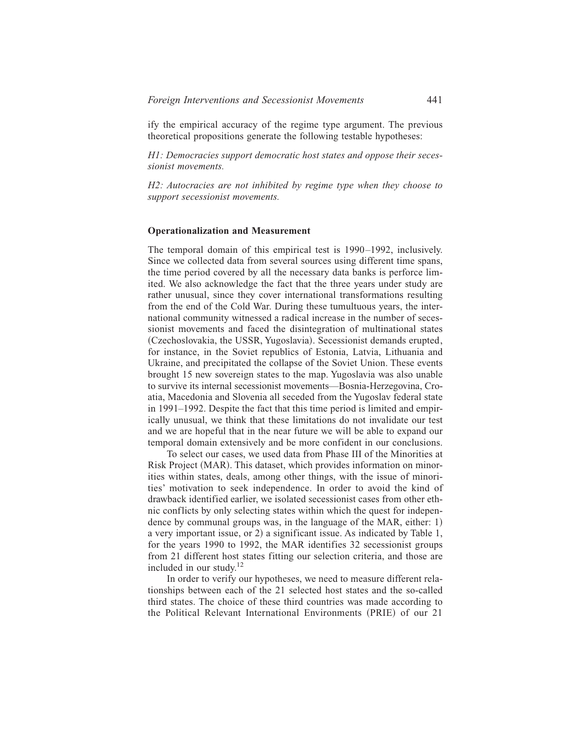ify the empirical accuracy of the regime type argument. The previous theoretical propositions generate the following testable hypotheses:

*H1: Democracies support democratic host states and oppose their secessionist movements.*

*H2: Autocracies are not inhibited by regime type when they choose to support secessionist movements.*

**Operationalization and Measurement**

The temporal domain of this empirical test is 1990–1992, inclusively. Since we collected data from several sources using different time spans, the time period covered by all the necessary data banks is perforce limited. We also acknowledge the fact that the three years under study are rather unusual, since they cover international transformations resulting from the end of the Cold War. During these tumultuous years, the international community witnessed a radical increase in the number of secessionist movements and faced the disintegration of multinational states (Czechoslovakia, the USSR, Yugoslavia). Secessionist demands erupted, for instance, in the Soviet republics of Estonia, Latvia, Lithuania and Ukraine, and precipitated the collapse of the Soviet Union. These events brought 15 new sovereign states to the map. Yugoslavia was also unable to survive its internal secessionist movements—Bosnia-Herzegovina, Croatia, Macedonia and Slovenia all seceded from the Yugoslav federal state in 1991–1992. Despite the fact that this time period is limited and empirically unusual, we think that these limitations do not invalidate our test and we are hopeful that in the near future we will be able to expand our temporal domain extensively and be more confident in our conclusions.

To select our cases, we used data from Phase III of the Minorities at Risk Project (MAR). This dataset, which provides information on minorities within states, deals, among other things, with the issue of minorities' motivation to seek independence. In order to avoid the kind of drawback identified earlier, we isolated secessionist cases from other ethnic conflicts by only selecting states within which the quest for independence by communal groups was, in the language of the MAR, either: 1) a very important issue, or 2) a significant issue. As indicated by Table 1, for the years 1990 to 1992, the MAR identifies 32 secessionist groups from 21 different host states fitting our selection criteria, and those are included in our study.[12]

In order to verify our hypotheses, we need to measure different relationships between each of the 21 selected host states and the so-called third states. The choice of these third countries was made according to the Political Relevant International Environments (PRIE) of our 21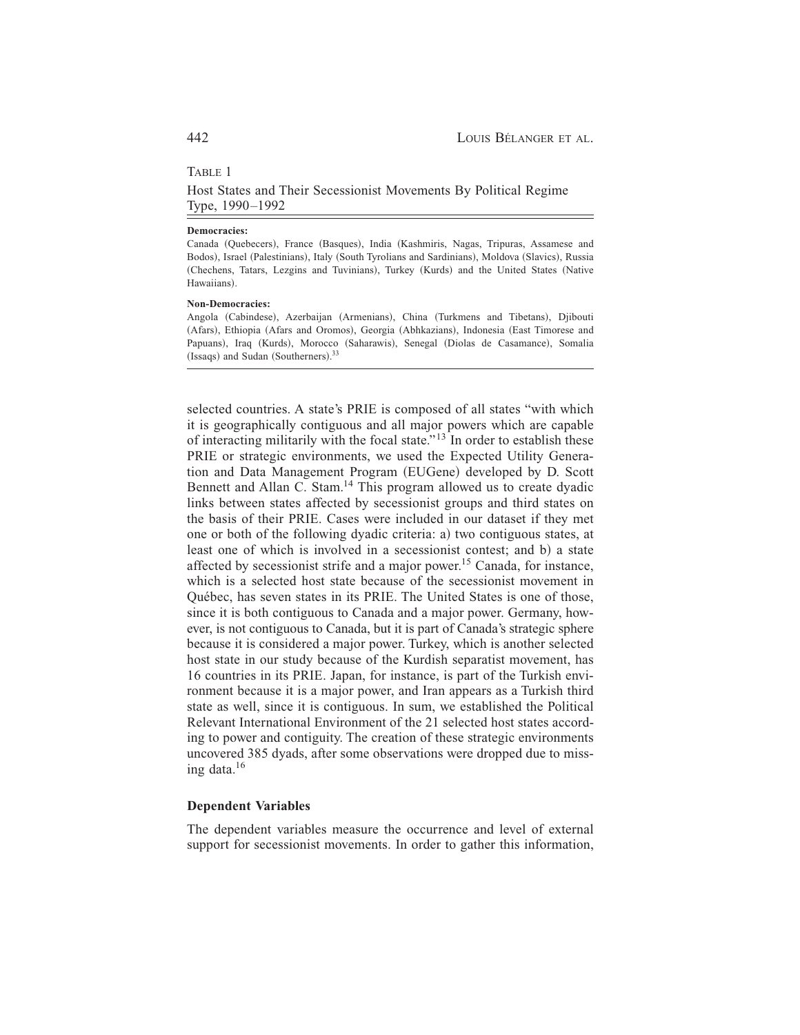TABLE 1

Host States and Their Secessionist Movements By Political Regime Type, 1990–1992

**Democracies:**

Canada (Quebecers), France (Basques), India (Kashmiris, Nagas, Tripuras, Assamese and Bodos), Israel (Palestinians), Italy (South Tyrolians and Sardinians), Moldova (Slavics), Russia (Chechens, Tatars, Lezgins and Tuvinians), Turkey (Kurds) and the United States (Native Hawaiians).

**Non-Democracies:**

Angola (Cabindese), Azerbaijan (Armenians), China (Turkmens and Tibetans), Djibouti (Afars), Ethiopia (Afars and Oromos), Georgia (Abhkazians), Indonesia (East Timorese and Papuans), Iraq (Kurds), Morocco (Saharawis), Senegal (Diolas de Casamance), Somalia (Issaqs) and Sudan (Southerners).[33]

selected countries. A state's PRIE is composed of all states "with which it is geographically contiguous and all major powers which are capable of interacting militarily with the focal state."[13] In order to establish these PRIE or strategic environments, we used the Expected Utility Generation and Data Management Program (EUGene) developed by D. Scott Bennett and Allan C. Stam.[14] This program allowed us to create dyadic links between states affected by secessionist groups and third states on the basis of their PRIE. Cases were included in our dataset if they met one or both of the following dyadic criteria: a) two contiguous states, at least one of which is involved in a secessionist contest; and b) a state affected by secessionist strife and a major power.[15] Canada, for instance, which is a selected host state because of the secessionist movement in Québec, has seven states in its PRIE. The United States is one of those, since it is both contiguous to Canada and a major power. Germany, however, is not contiguous to Canada, but it is part of Canada's strategic sphere because it is considered a major power. Turkey, which is another selected host state in our study because of the Kurdish separatist movement, has 16 countries in its PRIE. Japan, for instance, is part of the Turkish environment because it is a major power, and Iran appears as a Turkish third state as well, since it is contiguous. In sum, we established the Political Relevant International Environment of the 21 selected host states according to power and contiguity. The creation of these strategic environments uncovered 385 dyads, after some observations were dropped due to missing data.[16]

### Dependent Variables

The dependent variables measure the occurrence and level of external support for secessionist movements. In order to gather this information,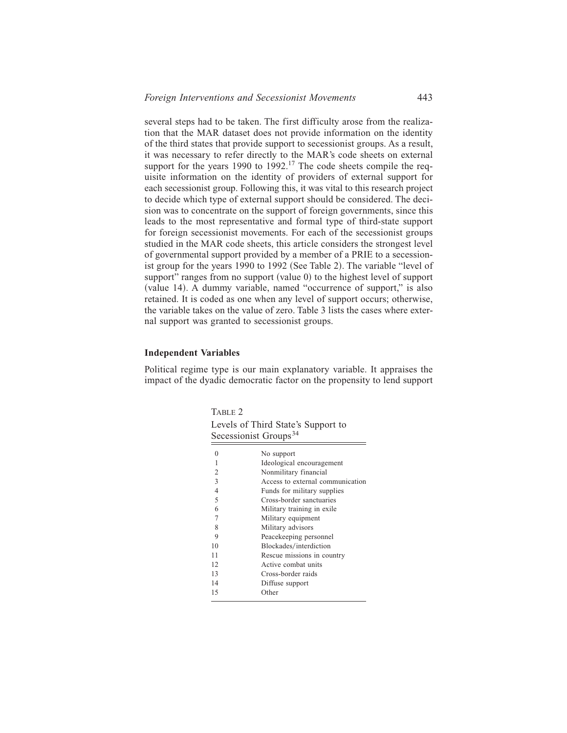several steps had to be taken. The first difficulty arose from the realization that the MAR dataset does not provide information on the identity of the third states that provide support to secessionist groups. As a result, it was necessary to refer directly to the MAR's code sheets on external support for the years 1990 to 1992.[17] The code sheets compile the requisite information on the identity of providers of external support for each secessionist group. Following this, it was vital to this research project to decide which type of external support should be considered. The decision was to concentrate on the support of foreign governments, since this leads to the most representative and formal type of third-state support for foreign secessionist movements. For each of the secessionist groups studied in the MAR code sheets, this article considers the strongest level of governmental support provided by a member of a PRIE to a secessionist group for the years 1990 to 1992 (See Table 2). The variable "level of support" ranges from no support (value 0) to the highest level of support (value 14). A dummy variable, named "occurrence of support," is also retained. It is coded as one when any level of support occurs; otherwise, the variable takes on the value of zero. Table 3 lists the cases where external support was granted to secessionist groups.

### Independent Variables

Political regime type is our main explanatory variable. It appraises the impact of the dyadic democratic factor on the propensity to lend support

TABLE 2
Levels of Third State's Support to Secessionist Groups[34]

| | |
|---|---|
| 0 | No support |
| 1 | Ideological encouragement |
| 2 | Nonmilitary financial |
| 3 | Access to external communication |
| 4 | Funds for military supplies |
| 5 | Cross-border sanctuaries |
| 6 | Military training in exile |
| 7 | Military equipment |
| 8 | Military advisors |
| 9 | Peacekeeping personnel |
| 10 | Blockades/interdiction |
| 11 | Rescue missions in country |
| 12 | Active combat units |
| 13 | Cross-border raids |
| 14 | Diffuse support |
| 15 | Other |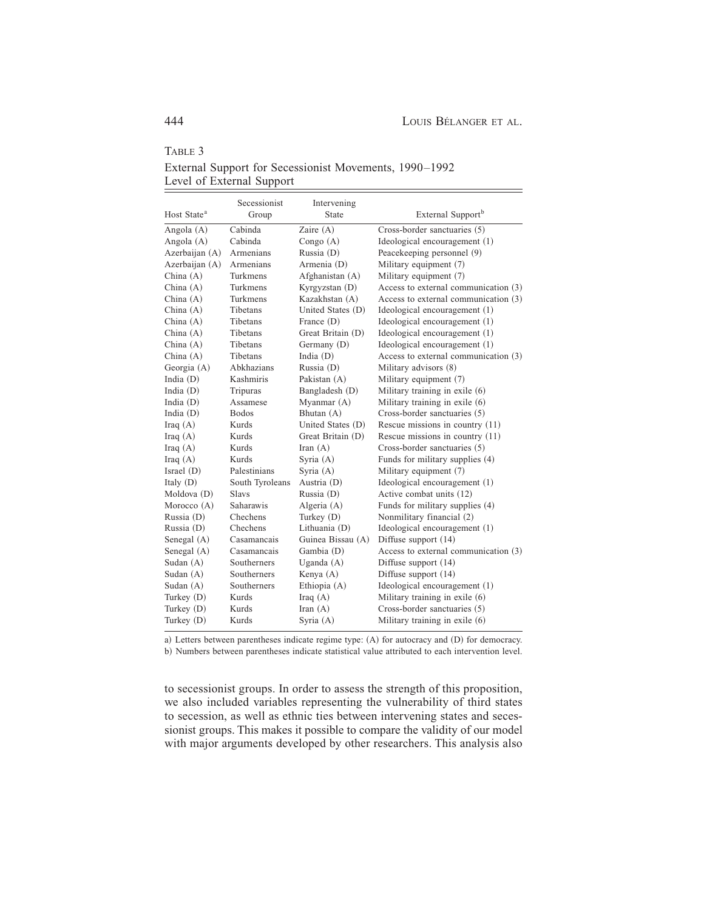TABLE 3

External Support for Secessionist Movements, 1990–1992

Level of External Support

| Host State[a] | Secessionist Group | Intervening State | External Support[b] |
|---|---|---|---|
| Angola (A) | Cabinda | Zaire (A) | Cross-border sanctuaries (5) |
| Angola (A) | Cabinda | Congo (A) | Ideological encouragement (1) |
| Azerbaijan (A) | Armenians | Russia (D) | Peacekeeping personnel (9) |
| Azerbaijan (A) | Armenians | Armenia (D) | Military equipment (7) |
| China (A) | Turkmens | Afghanistan (A) | Military equipment (7) |
| China (A) | Turkmens | Kyrgyzstan (D) | Access to external communication (3) |
| China (A) | Turkmens | Kazakhstan (A) | Access to external communication (3) |
| China (A) | Tibetans | United States (D) | Ideological encouragement (1) |
| China (A) | Tibetans | France (D) | Ideological encouragement (1) |
| China (A) | Tibetans | Great Britain (D) | Ideological encouragement (1) |
| China (A) | Tibetans | Germany (D) | Ideological encouragement (1) |
| China (A) | Tibetans | India (D) | Access to external communication (3) |
| Georgia (A) | Abkhazians | Russia (D) | Military advisors (8) |
| India (D) | Kashmiris | Pakistan (A) | Military equipment (7) |
| India (D) | Tripuras | Bangladesh (D) | Military training in exile (6) |
| India (D) | Assamese | Myanmar (A) | Military training in exile (6) |
| India (D) | Bodos | Bhutan (A) | Cross-border sanctuaries (5) |
| Iraq (A) | Kurds | United States (D) | Rescue missions in country (11) |
| Iraq (A) | Kurds | Great Britain (D) | Rescue missions in country (11) |
| Iraq (A) | Kurds | Iran (A) | Cross-border sanctuaries (5) |
| Iraq (A) | Kurds | Syria (A) | Funds for military supplies (4) |
| Israel (D) | Palestinians | Syria (A) | Military equipment (7) |
| Italy (D) | South Tyroleans | Austria (D) | Ideological encouragement (1) |
| Moldova (D) | Slavs | Russia (D) | Active combat units (12) |
| Morocco (A) | Saharawis | Algeria (A) | Funds for military supplies (4) |
| Russia (D) | Chechens | Turkey (D) | Nonmilitary financial (2) |
| Russia (D) | Chechens | Lithuania (D) | Ideological encouragement (1) |
| Senegal (A) | Casamancais | Guinea Bissau (A) | Diffuse support (14) |
| Senegal (A) | Casamancais | Gambia (D) | Access to external communication (3) |
| Sudan (A) | Southerners | Uganda (A) | Diffuse support (14) |
| Sudan (A) | Southerners | Kenya (A) | Diffuse support (14) |
| Sudan (A) | Southerners | Ethiopia (A) | Ideological encouragement (1) |
| Turkey (D) | Kurds | Iraq (A) | Military training in exile (6) |
| Turkey (D) | Kurds | Iran (A) | Cross-border sanctuaries (5) |
| Turkey (D) | Kurds | Syria (A) | Military training in exile (6) |

a) Letters between parentheses indicate regime type: (A) for autocracy and (D) for democracy.
b) Numbers between parentheses indicate statistical value attributed to each intervention level.

to secessionist groups. In order to assess the strength of this proposition, we also included variables representing the vulnerability of third states to secession, as well as ethnic ties between intervening states and secessionist groups. This makes it possible to compare the validity of our model with major arguments developed by other researchers. This analysis also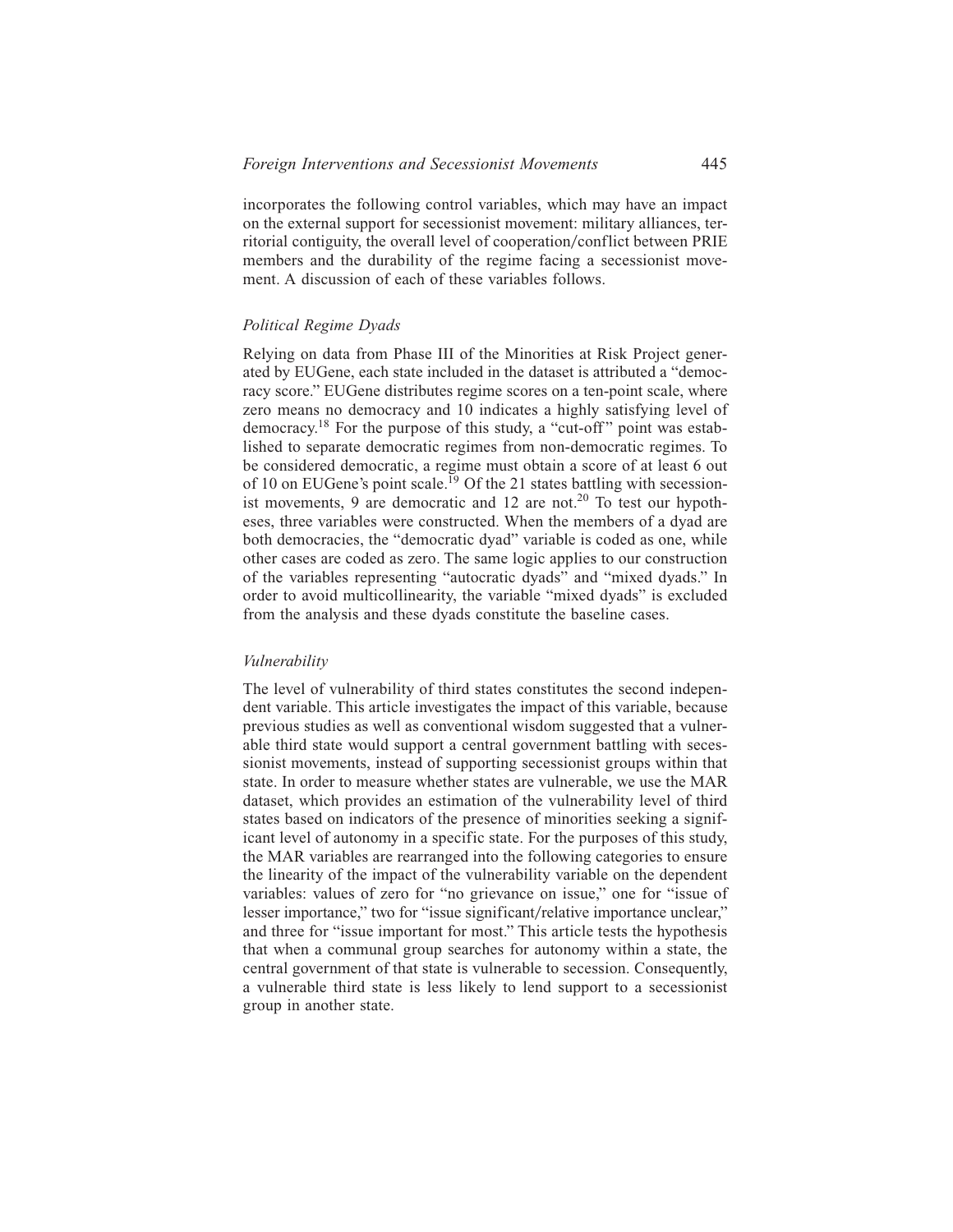incorporates the following control variables, which may have an impact on the external support for secessionist movement: military alliances, territorial contiguity, the overall level of cooperation/conflict between PRIE members and the durability of the regime facing a secessionist movement. A discussion of each of these variables follows.

### *Political Regime Dyads*

Relying on data from Phase III of the Minorities at Risk Project generated by EUGene, each state included in the dataset is attributed a "democracy score." EUGene distributes regime scores on a ten-point scale, where zero means no democracy and 10 indicates a highly satisfying level of democracy.[18] For the purpose of this study, a "cut-off" point was established to separate democratic regimes from non-democratic regimes. To be considered democratic, a regime must obtain a score of at least 6 out of 10 on EUGene's point scale.[19] Of the 21 states battling with secessionist movements, 9 are democratic and 12 are not.[20] To test our hypotheses, three variables were constructed. When the members of a dyad are both democracies, the "democratic dyad" variable is coded as one, while other cases are coded as zero. The same logic applies to our construction of the variables representing "autocratic dyads" and "mixed dyads." In order to avoid multicollinearity, the variable "mixed dyads" is excluded from the analysis and these dyads constitute the baseline cases.

### *Vulnerability*

The level of vulnerability of third states constitutes the second independent variable. This article investigates the impact of this variable, because previous studies as well as conventional wisdom suggested that a vulnerable third state would support a central government battling with secessionist movements, instead of supporting secessionist groups within that state. In order to measure whether states are vulnerable, we use the MAR dataset, which provides an estimation of the vulnerability level of third states based on indicators of the presence of minorities seeking a significant level of autonomy in a specific state. For the purposes of this study, the MAR variables are rearranged into the following categories to ensure the linearity of the impact of the vulnerability variable on the dependent variables: values of zero for "no grievance on issue," one for "issue of lesser importance," two for "issue significant/relative importance unclear," and three for "issue important for most." This article tests the hypothesis that when a communal group searches for autonomy within a state, the central government of that state is vulnerable to secession. Consequently, a vulnerable third state is less likely to lend support to a secessionist group in another state.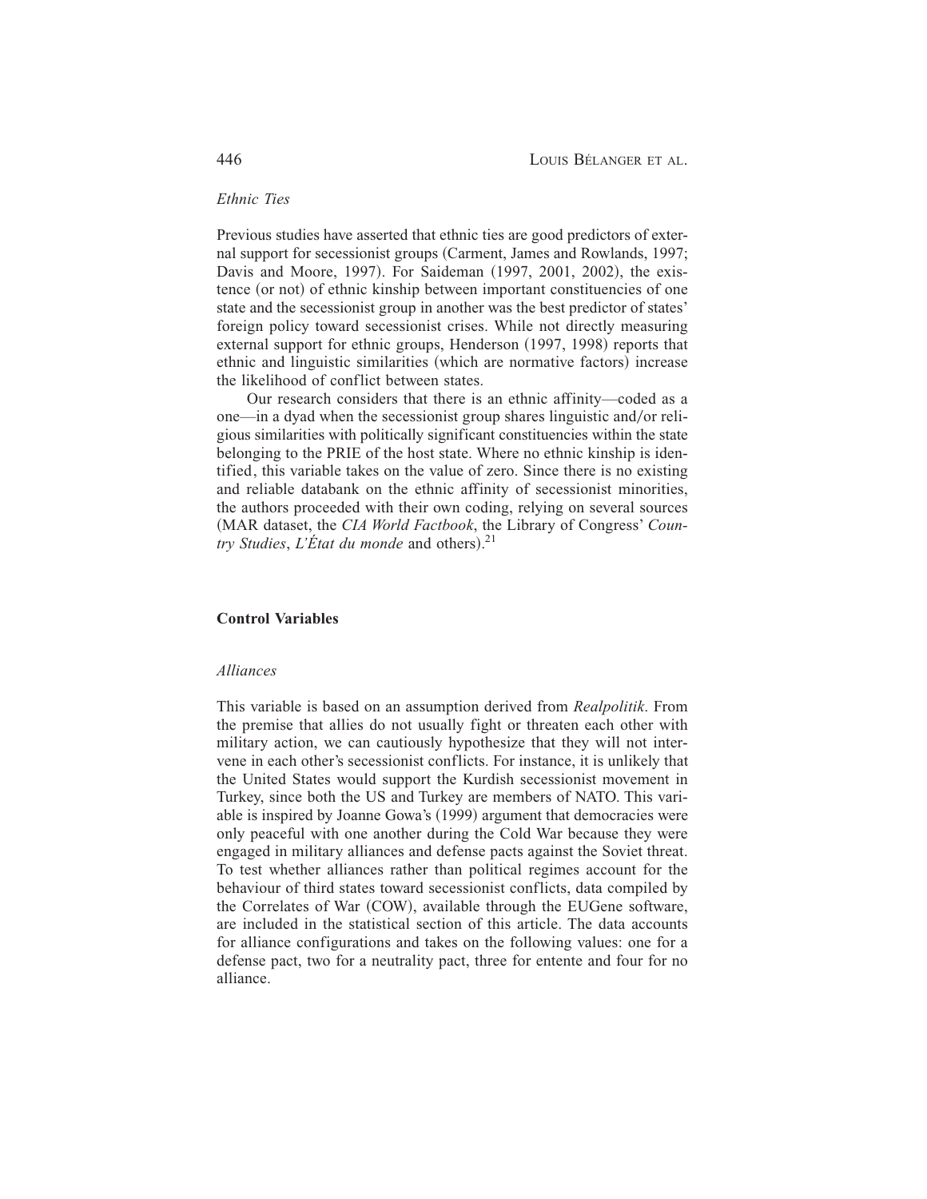### *Ethnic Ties*

Previous studies have asserted that ethnic ties are good predictors of external support for secessionist groups (Carment, James and Rowlands, 1997; Davis and Moore, 1997). For Saideman (1997, 2001, 2002), the existence (or not) of ethnic kinship between important constituencies of one state and the secessionist group in another was the best predictor of states' foreign policy toward secessionist crises. While not directly measuring external support for ethnic groups, Henderson (1997, 1998) reports that ethnic and linguistic similarities (which are normative factors) increase the likelihood of conflict between states.

Our research considers that there is an ethnic affinity—coded as a one—in a dyad when the secessionist group shares linguistic and/or religious similarities with politically significant constituencies within the state belonging to the PRIE of the host state. Where no ethnic kinship is identified, this variable takes on the value of zero. Since there is no existing and reliable databank on the ethnic affinity of secessionist minorities, the authors proceeded with their own coding, relying on several sources (MAR dataset, the *CIA World Factbook*, the Library of Congress' *Country Studies*, *L'État du monde* and others).[21]

## **Control Variables**

### *Alliances*

This variable is based on an assumption derived from *Realpolitik*. From the premise that allies do not usually fight or threaten each other with military action, we can cautiously hypothesize that they will not intervene in each other's secessionist conflicts. For instance, it is unlikely that the United States would support the Kurdish secessionist movement in Turkey, since both the US and Turkey are members of NATO. This variable is inspired by Joanne Gowa's (1999) argument that democracies were only peaceful with one another during the Cold War because they were engaged in military alliances and defense pacts against the Soviet threat. To test whether alliances rather than political regimes account for the behaviour of third states toward secessionist conflicts, data compiled by the Correlates of War (COW), available through the EUGene software, are included in the statistical section of this article. The data accounts for alliance configurations and takes on the following values: one for a defense pact, two for a neutrality pact, three for entente and four for no alliance.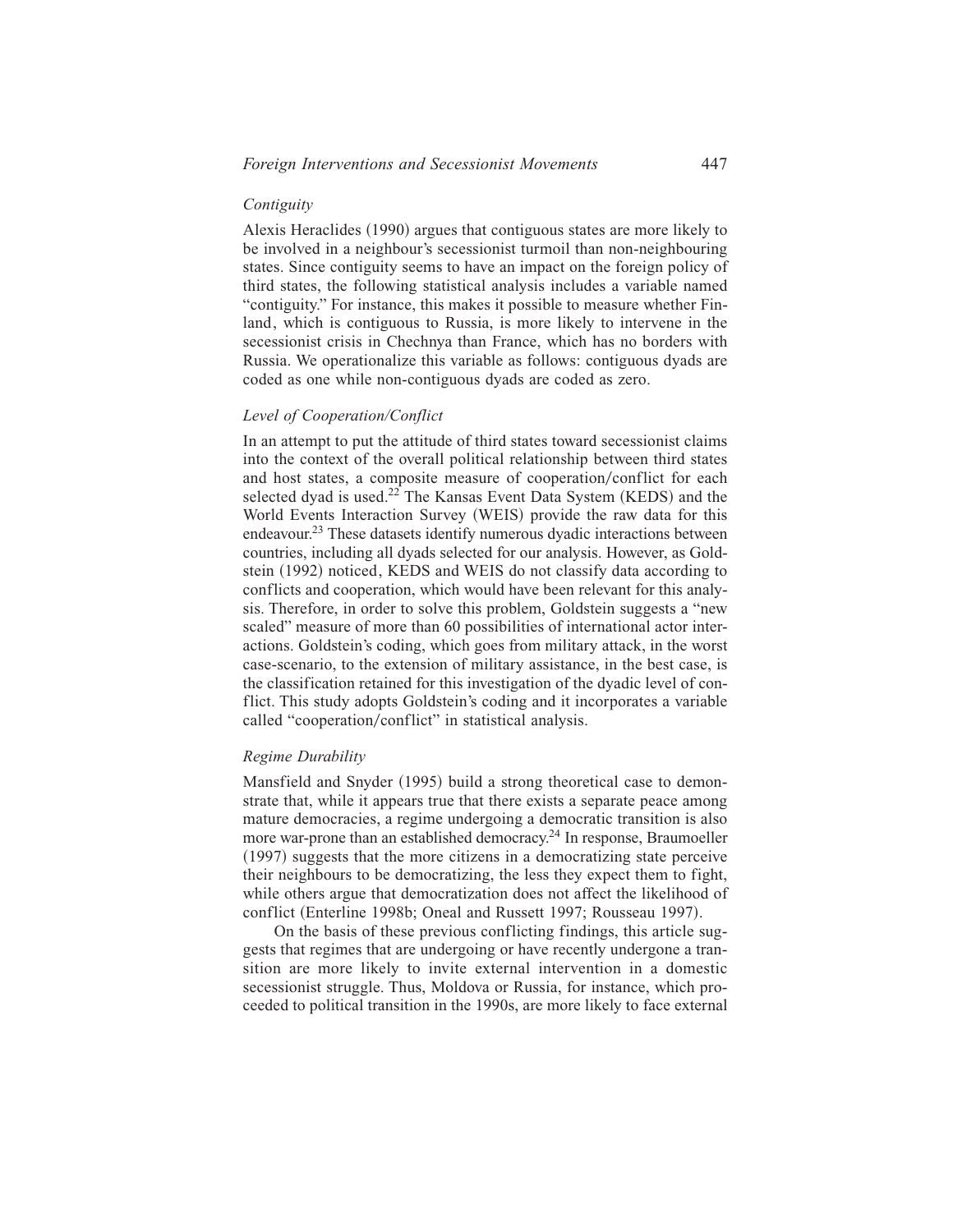### *Contiguity*

Alexis Heraclides (1990) argues that contiguous states are more likely to be involved in a neighbour's secessionist turmoil than non-neighbouring states. Since contiguity seems to have an impact on the foreign policy of third states, the following statistical analysis includes a variable named "contiguity." For instance, this makes it possible to measure whether Finland, which is contiguous to Russia, is more likely to intervene in the secessionist crisis in Chechnya than France, which has no borders with Russia. We operationalize this variable as follows: contiguous dyads are coded as one while non-contiguous dyads are coded as zero.

### *Level of Cooperation/Conflict*

In an attempt to put the attitude of third states toward secessionist claims into the context of the overall political relationship between third states and host states, a composite measure of cooperation/conflict for each selected dyad is used.[22] The Kansas Event Data System (KEDS) and the World Events Interaction Survey (WEIS) provide the raw data for this endeavour.[23] These datasets identify numerous dyadic interactions between countries, including all dyads selected for our analysis. However, as Goldstein (1992) noticed, KEDS and WEIS do not classify data according to conflicts and cooperation, which would have been relevant for this analysis. Therefore, in order to solve this problem, Goldstein suggests a "new scaled" measure of more than 60 possibilities of international actor interactions. Goldstein's coding, which goes from military attack, in the worst case-scenario, to the extension of military assistance, in the best case, is the classification retained for this investigation of the dyadic level of conflict. This study adopts Goldstein's coding and it incorporates a variable called "cooperation/conflict" in statistical analysis.

### *Regime Durability*

Mansfield and Snyder (1995) build a strong theoretical case to demonstrate that, while it appears true that there exists a separate peace among mature democracies, a regime undergoing a democratic transition is also more war-prone than an established democracy.[24] In response, Braumoeller (1997) suggests that the more citizens in a democratizing state perceive their neighbours to be democratizing, the less they expect them to fight, while others argue that democratization does not affect the likelihood of conflict (Enterline 1998b; Oneal and Russett 1997; Rousseau 1997).

On the basis of these previous conflicting findings, this article suggests that regimes that are undergoing or have recently undergone a transition are more likely to invite external intervention in a domestic secessionist struggle. Thus, Moldova or Russia, for instance, which proceeded to political transition in the 1990s, are more likely to face external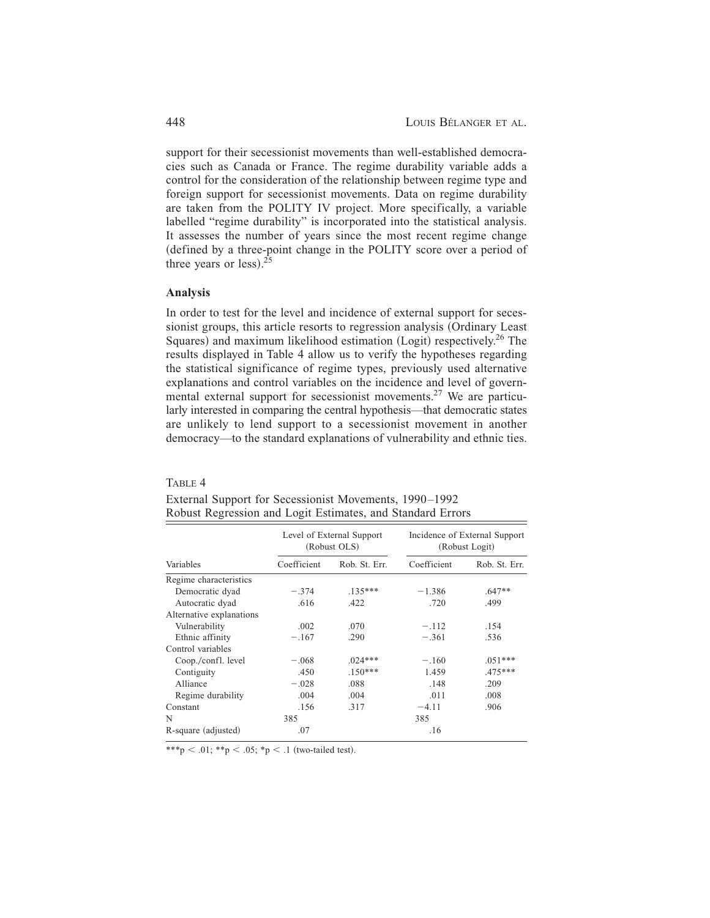support for their secessionist movements than well-established democracies such as Canada or France. The regime durability variable adds a control for the consideration of the relationship between regime type and foreign support for secessionist movements. Data on regime durability are taken from the POLITY IV project. More specifically, a variable labelled "regime durability" is incorporated into the statistical analysis. It assesses the number of years since the most recent regime change (defined by a three-point change in the POLITY score over a period of three years or less).[25]

## Analysis

In order to test for the level and incidence of external support for secessionist groups, this article resorts to regression analysis (Ordinary Least Squares) and maximum likelihood estimation (Logit) respectively.[26] The results displayed in Table 4 allow us to verify the hypotheses regarding the statistical significance of regime types, previously used alternative explanations and control variables on the incidence and level of governmental external support for secessionist movements.[27] We are particularly interested in comparing the central hypothesis—that democratic states are unlikely to lend support to a secessionist movement in another democracy—to the standard explanations of vulnerability and ethnic ties.

TABLE 4

External Support for Secessionist Movements, 1990–1992
Robust Regression and Logit Estimates, and Standard Errors

| | Level of External Support (Robust OLS) | | Incidence of External Support (Robust Logit) | |
|---|---|---|---|---|
| Variables | Coefficient | Rob. St. Err. | Coefficient | Rob. St. Err. |
| Regime characteristics | | | | |
| Democratic dyad | −.374 | .135*** | −1.386 | .647** |
| Autocratic dyad | .616 | .422 | .720 | .499 |
| Alternative explanations | | | | |
| Vulnerability | .002 | .070 | −.112 | .154 |
| Ethnic affinity | −.167 | .290 | −.361 | .536 |
| Control variables | | | | |
| Coop./confl. level | −.068 | .024*** | −.160 | .051*** |
| Contiguity | .450 | .150*** | 1.459 | .475*** |
| Alliance | −.028 | .088 | .148 | .209 |
| Regime durability | .004 | .004 | .011 | .008 |
| Constant | .156 | .317 | −4.11 | .906 |
| N | 385 | | 385 | |
| R-square (adjusted) | .07 | | .16 | |

***$p < .01$; **$p < .05$; *$p < .1$ (two-tailed test).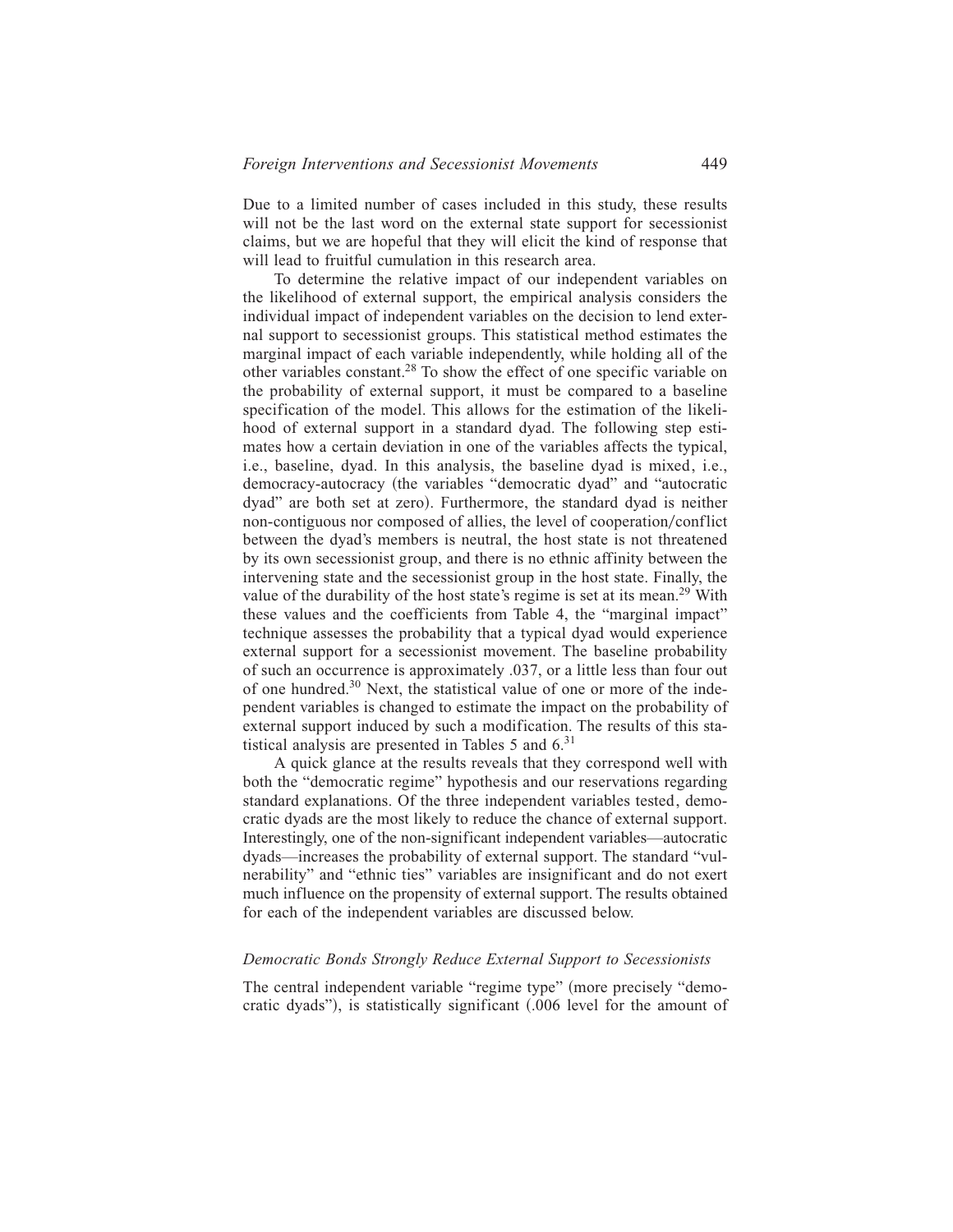Due to a limited number of cases included in this study, these results will not be the last word on the external state support for secessionist claims, but we are hopeful that they will elicit the kind of response that will lead to fruitful cumulation in this research area.

To determine the relative impact of our independent variables on the likelihood of external support, the empirical analysis considers the individual impact of independent variables on the decision to lend external support to secessionist groups. This statistical method estimates the marginal impact of each variable independently, while holding all of the other variables constant.[28] To show the effect of one specific variable on the probability of external support, it must be compared to a baseline specification of the model. This allows for the estimation of the likelihood of external support in a standard dyad. The following step estimates how a certain deviation in one of the variables affects the typical, i.e., baseline, dyad. In this analysis, the baseline dyad is mixed, i.e., democracy-autocracy (the variables "democratic dyad" and "autocratic dyad" are both set at zero). Furthermore, the standard dyad is neither non-contiguous nor composed of allies, the level of cooperation/conflict between the dyad's members is neutral, the host state is not threatened by its own secessionist group, and there is no ethnic affinity between the intervening state and the secessionist group in the host state. Finally, the value of the durability of the host state's regime is set at its mean.[29] With these values and the coefficients from Table 4, the "marginal impact" technique assesses the probability that a typical dyad would experience external support for a secessionist movement. The baseline probability of such an occurrence is approximately .037, or a little less than four out of one hundred.[30] Next, the statistical value of one or more of the independent variables is changed to estimate the impact on the probability of external support induced by such a modification. The results of this statistical analysis are presented in Tables 5 and 6.[31]

A quick glance at the results reveals that they correspond well with both the "democratic regime" hypothesis and our reservations regarding standard explanations. Of the three independent variables tested, democratic dyads are the most likely to reduce the chance of external support. Interestingly, one of the non-significant independent variables—autocratic dyads—increases the probability of external support. The standard "vulnerability" and "ethnic ties" variables are insignificant and do not exert much influence on the propensity of external support. The results obtained for each of the independent variables are discussed below.

### *Democratic Bonds Strongly Reduce External Support to Secessionists*

The central independent variable "regime type" (more precisely "democratic dyads"), is statistically significant (.006 level for the amount of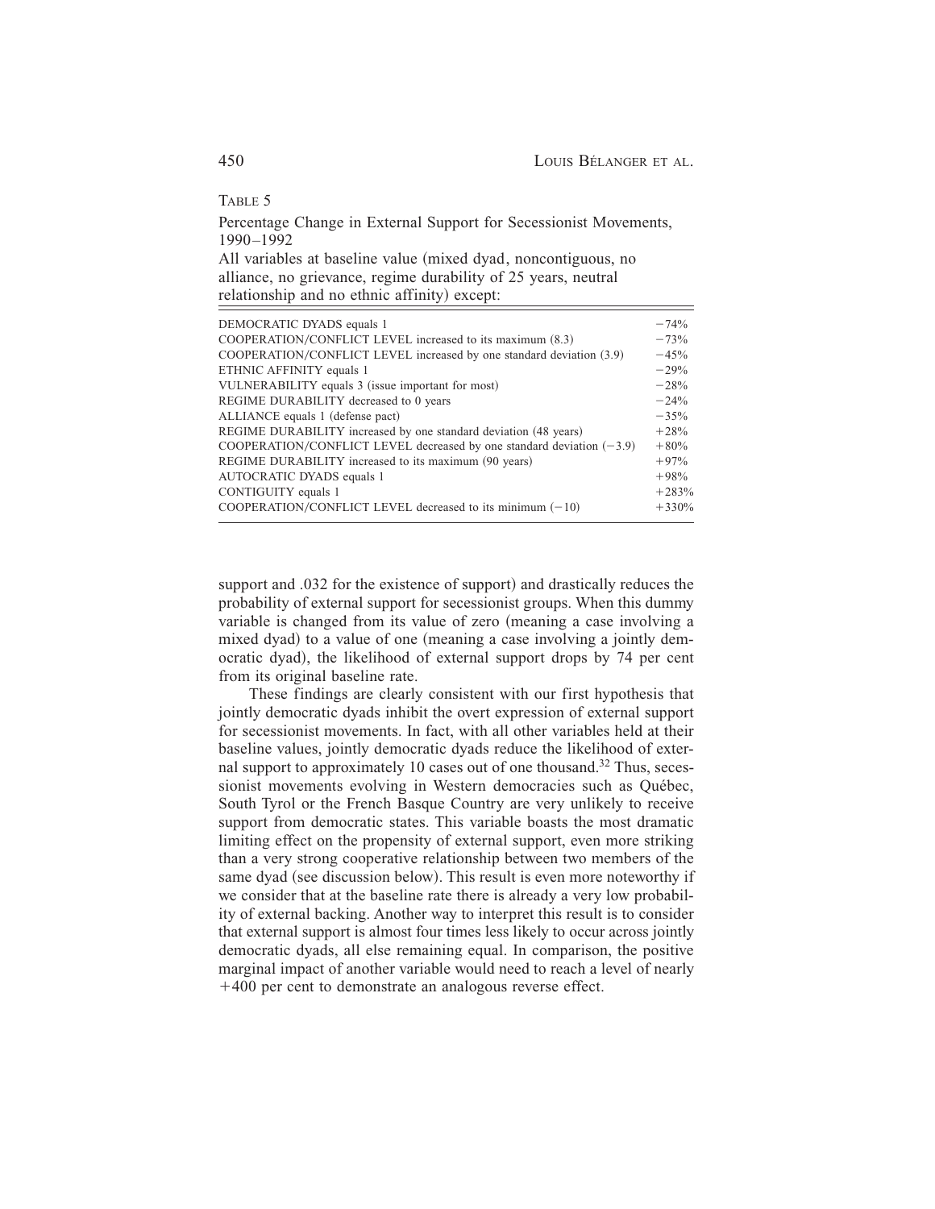TABLE 5

Percentage Change in External Support for Secessionist Movements, 1990–1992

All variables at baseline value (mixed dyad, noncontiguous, no alliance, no grievance, regime durability of 25 years, neutral relationship and no ethnic affinity) except:

| | |
|---|---|
| DEMOCRATIC DYADS equals 1 | −74% |
| COOPERATION/CONFLICT LEVEL increased to its maximum (8.3) | −73% |
| COOPERATION/CONFLICT LEVEL increased by one standard deviation (3.9) | −45% |
| ETHNIC AFFINITY equals 1 | −29% |
| VULNERABILITY equals 3 (issue important for most) | −28% |
| REGIME DURABILITY decreased to 0 years | −24% |
| ALLIANCE equals 1 (defense pact) | −35% |
| REGIME DURABILITY increased by one standard deviation (48 years) | +28% |
| COOPERATION/CONFLICT LEVEL decreased by one standard deviation (−3.9) | +80% |
| REGIME DURABILITY increased to its maximum (90 years) | +97% |
| AUTOCRATIC DYADS equals 1 | +98% |
| CONTIGUITY equals 1 | +283% |
| COOPERATION/CONFLICT LEVEL decreased to its minimum (−10) | +330% |

support and .032 for the existence of support) and drastically reduces the probability of external support for secessionist groups. When this dummy variable is changed from its value of zero (meaning a case involving a mixed dyad) to a value of one (meaning a case involving a jointly democratic dyad), the likelihood of external support drops by 74 per cent from its original baseline rate.

These findings are clearly consistent with our first hypothesis that jointly democratic dyads inhibit the overt expression of external support for secessionist movements. In fact, with all other variables held at their baseline values, jointly democratic dyads reduce the likelihood of external support to approximately 10 cases out of one thousand.[32] Thus, secessionist movements evolving in Western democracies such as Québec, South Tyrol or the French Basque Country are very unlikely to receive support from democratic states. This variable boasts the most dramatic limiting effect on the propensity of external support, even more striking than a very strong cooperative relationship between two members of the same dyad (see discussion below). This result is even more noteworthy if we consider that at the baseline rate there is already a very low probability of external backing. Another way to interpret this result is to consider that external support is almost four times less likely to occur across jointly democratic dyads, all else remaining equal. In comparison, the positive marginal impact of another variable would need to reach a level of nearly +400 per cent to demonstrate an analogous reverse effect.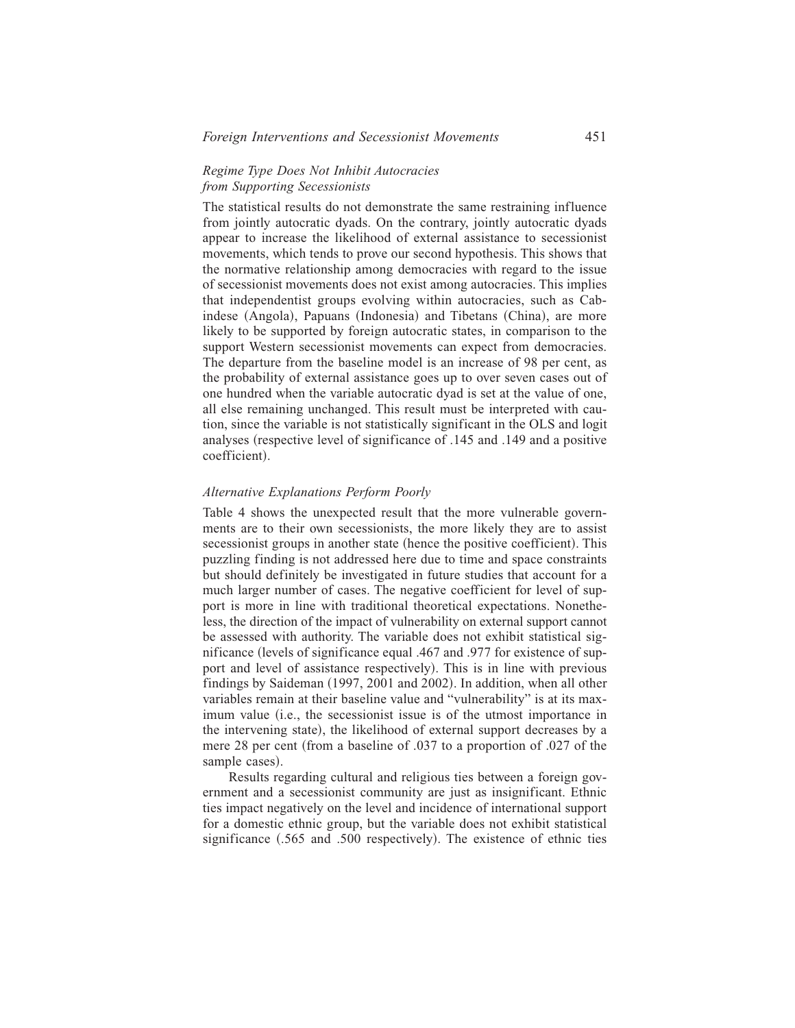### *Regime Type Does Not Inhibit Autocracies from Supporting Secessionists*

The statistical results do not demonstrate the same restraining influence from jointly autocratic dyads. On the contrary, jointly autocratic dyads appear to increase the likelihood of external assistance to secessionist movements, which tends to prove our second hypothesis. This shows that the normative relationship among democracies with regard to the issue of secessionist movements does not exist among autocracies. This implies that independentist groups evolving within autocracies, such as Cabindese (Angola), Papuans (Indonesia) and Tibetans (China), are more likely to be supported by foreign autocratic states, in comparison to the support Western secessionist movements can expect from democracies. The departure from the baseline model is an increase of 98 per cent, as the probability of external assistance goes up to over seven cases out of one hundred when the variable autocratic dyad is set at the value of one, all else remaining unchanged. This result must be interpreted with caution, since the variable is not statistically significant in the OLS and logit analyses (respective level of significance of .145 and .149 and a positive coefficient).

### *Alternative Explanations Perform Poorly*

Table 4 shows the unexpected result that the more vulnerable governments are to their own secessionists, the more likely they are to assist secessionist groups in another state (hence the positive coefficient). This puzzling finding is not addressed here due to time and space constraints but should definitely be investigated in future studies that account for a much larger number of cases. The negative coefficient for level of support is more in line with traditional theoretical expectations. Nonetheless, the direction of the impact of vulnerability on external support cannot be assessed with authority. The variable does not exhibit statistical significance (levels of significance equal .467 and .977 for existence of support and level of assistance respectively). This is in line with previous findings by Saideman (1997, 2001 and 2002). In addition, when all other variables remain at their baseline value and "vulnerability" is at its maximum value (i.e., the secessionist issue is of the utmost importance in the intervening state), the likelihood of external support decreases by a mere 28 per cent (from a baseline of .037 to a proportion of .027 of the sample cases).

Results regarding cultural and religious ties between a foreign government and a secessionist community are just as insignificant. Ethnic ties impact negatively on the level and incidence of international support for a domestic ethnic group, but the variable does not exhibit statistical significance (.565 and .500 respectively). The existence of ethnic ties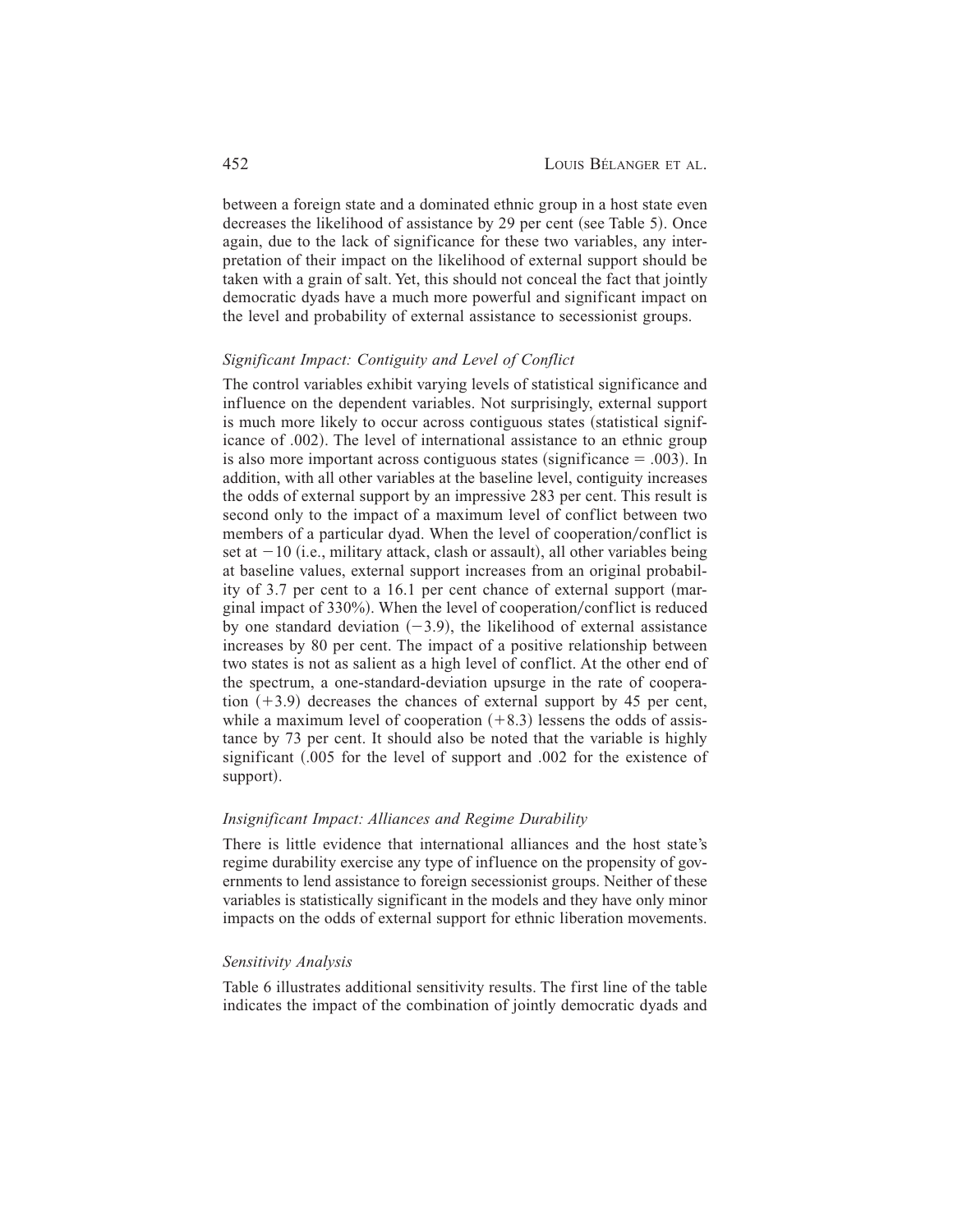between a foreign state and a dominated ethnic group in a host state even decreases the likelihood of assistance by 29 per cent (see Table 5). Once again, due to the lack of significance for these two variables, any interpretation of their impact on the likelihood of external support should be taken with a grain of salt. Yet, this should not conceal the fact that jointly democratic dyads have a much more powerful and significant impact on the level and probability of external assistance to secessionist groups.

### *Significant Impact: Contiguity and Level of Conflict*

The control variables exhibit varying levels of statistical significance and influence on the dependent variables. Not surprisingly, external support is much more likely to occur across contiguous states (statistical significance of .002). The level of international assistance to an ethnic group is also more important across contiguous states (significance = .003). In addition, with all other variables at the baseline level, contiguity increases the odds of external support by an impressive 283 per cent. This result is second only to the impact of a maximum level of conflict between two members of a particular dyad. When the level of cooperation/conflict is set at −10 (i.e., military attack, clash or assault), all other variables being at baseline values, external support increases from an original probability of 3.7 per cent to a 16.1 per cent chance of external support (marginal impact of 330%). When the level of cooperation/conflict is reduced by one standard deviation (−3.9), the likelihood of external assistance increases by 80 per cent. The impact of a positive relationship between two states is not as salient as a high level of conflict. At the other end of the spectrum, a one-standard-deviation upsurge in the rate of cooperation (+3.9) decreases the chances of external support by 45 per cent, while a maximum level of cooperation (+8.3) lessens the odds of assistance by 73 per cent. It should also be noted that the variable is highly significant (.005 for the level of support and .002 for the existence of support).

### *Insignificant Impact: Alliances and Regime Durability*

There is little evidence that international alliances and the host state's regime durability exercise any type of influence on the propensity of governments to lend assistance to foreign secessionist groups. Neither of these variables is statistically significant in the models and they have only minor impacts on the odds of external support for ethnic liberation movements.

### *Sensitivity Analysis*

Table 6 illustrates additional sensitivity results. The first line of the table indicates the impact of the combination of jointly democratic dyads and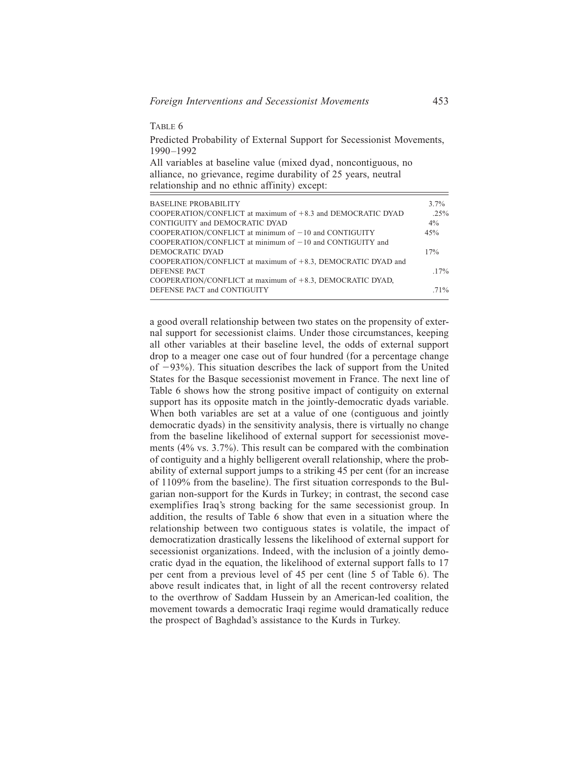TABLE 6

Predicted Probability of External Support for Secessionist Movements, 1990–1992

All variables at baseline value (mixed dyad, noncontiguous, no alliance, no grievance, regime durability of 25 years, neutral relationship and no ethnic affinity) except:

| | |
|---|---|
| BASELINE PROBABILITY | 3.7% |
| COOPERATION/CONFLICT at maximum of +8.3 and DEMOCRATIC DYAD | .25% |
| CONTIGUITY and DEMOCRATIC DYAD | 4% |
| COOPERATION/CONFLICT at minimum of −10 and CONTIGUITY | 45% |
| COOPERATION/CONFLICT at minimum of −10 and CONTIGUITY and DEMOCRATIC DYAD | 17% |
| COOPERATION/CONFLICT at maximum of +8.3, DEMOCRATIC DYAD and DEFENSE PACT | .17% |
| COOPERATION/CONFLICT at maximum of +8.3, DEMOCRATIC DYAD, DEFENSE PACT and CONTIGUITY | .71% |

a good overall relationship between two states on the propensity of external support for secessionist claims. Under those circumstances, keeping all other variables at their baseline level, the odds of external support drop to a meager one case out of four hundred (for a percentage change of −93%). This situation describes the lack of support from the United States for the Basque secessionist movement in France. The next line of Table 6 shows how the strong positive impact of contiguity on external support has its opposite match in the jointly-democratic dyads variable. When both variables are set at a value of one (contiguous and jointly democratic dyads) in the sensitivity analysis, there is virtually no change from the baseline likelihood of external support for secessionist movements (4% vs. 3.7%). This result can be compared with the combination of contiguity and a highly belligerent overall relationship, where the probability of external support jumps to a striking 45 per cent (for an increase of 1109% from the baseline). The first situation corresponds to the Bulgarian non-support for the Kurds in Turkey; in contrast, the second case exemplifies Iraq's strong backing for the same secessionist group. In addition, the results of Table 6 show that even in a situation where the relationship between two contiguous states is volatile, the impact of democratization drastically lessens the likelihood of external support for secessionist organizations. Indeed, with the inclusion of a jointly democratic dyad in the equation, the likelihood of external support falls to 17 per cent from a previous level of 45 per cent (line 5 of Table 6). The above result indicates that, in light of all the recent controversy related to the overthrow of Saddam Hussein by an American-led coalition, the movement towards a democratic Iraqi regime would dramatically reduce the prospect of Baghdad's assistance to the Kurds in Turkey.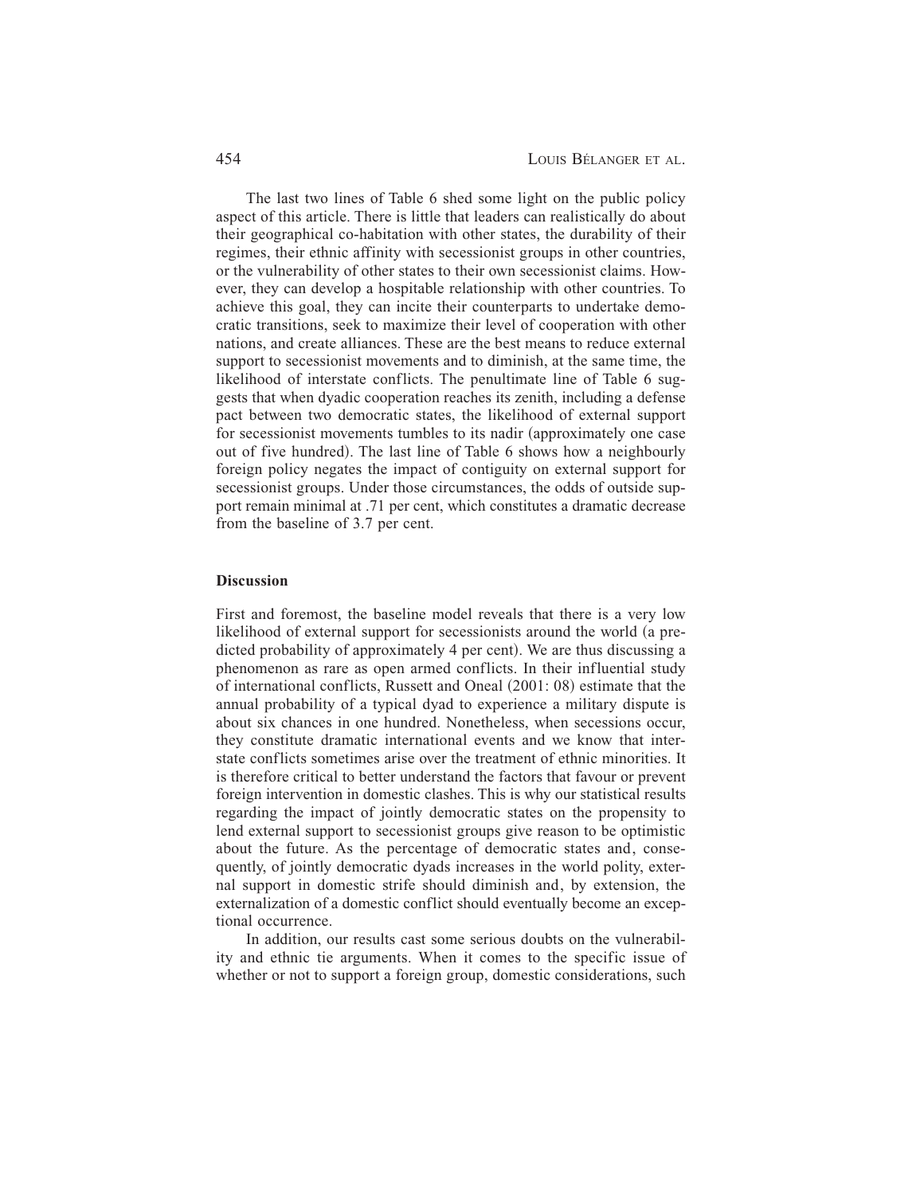The last two lines of Table 6 shed some light on the public policy aspect of this article. There is little that leaders can realistically do about their geographical co-habitation with other states, the durability of their regimes, their ethnic affinity with secessionist groups in other countries, or the vulnerability of other states to their own secessionist claims. However, they can develop a hospitable relationship with other countries. To achieve this goal, they can incite their counterparts to undertake democratic transitions, seek to maximize their level of cooperation with other nations, and create alliances. These are the best means to reduce external support to secessionist movements and to diminish, at the same time, the likelihood of interstate conflicts. The penultimate line of Table 6 suggests that when dyadic cooperation reaches its zenith, including a defense pact between two democratic states, the likelihood of external support for secessionist movements tumbles to its nadir (approximately one case out of five hundred). The last line of Table 6 shows how a neighbourly foreign policy negates the impact of contiguity on external support for secessionist groups. Under those circumstances, the odds of outside support remain minimal at .71 per cent, which constitutes a dramatic decrease from the baseline of 3.7 per cent.

## Discussion

First and foremost, the baseline model reveals that there is a very low likelihood of external support for secessionists around the world (a predicted probability of approximately 4 per cent). We are thus discussing a phenomenon as rare as open armed conflicts. In their influential study of international conflicts, Russett and Oneal (2001: 08) estimate that the annual probability of a typical dyad to experience a military dispute is about six chances in one hundred. Nonetheless, when secessions occur, they constitute dramatic international events and we know that interstate conflicts sometimes arise over the treatment of ethnic minorities. It is therefore critical to better understand the factors that favour or prevent foreign intervention in domestic clashes. This is why our statistical results regarding the impact of jointly democratic states on the propensity to lend external support to secessionist groups give reason to be optimistic about the future. As the percentage of democratic states and, consequently, of jointly democratic dyads increases in the world polity, external support in domestic strife should diminish and, by extension, the externalization of a domestic conflict should eventually become an exceptional occurrence.

In addition, our results cast some serious doubts on the vulnerability and ethnic tie arguments. When it comes to the specific issue of whether or not to support a foreign group, domestic considerations, such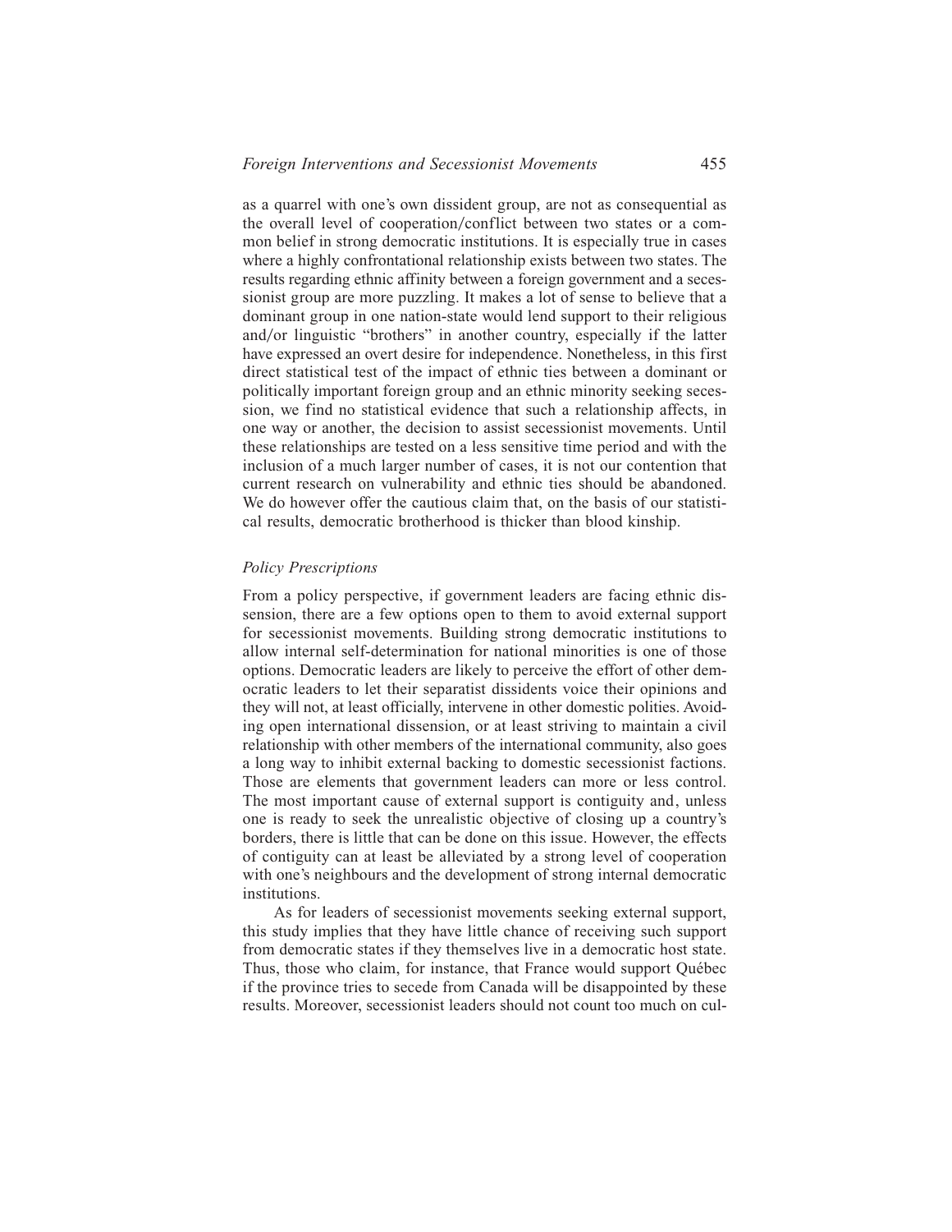as a quarrel with one's own dissident group, are not as consequential as the overall level of cooperation/conflict between two states or a common belief in strong democratic institutions. It is especially true in cases where a highly confrontational relationship exists between two states. The results regarding ethnic affinity between a foreign government and a secessionist group are more puzzling. It makes a lot of sense to believe that a dominant group in one nation-state would lend support to their religious and/or linguistic "brothers" in another country, especially if the latter have expressed an overt desire for independence. Nonetheless, in this first direct statistical test of the impact of ethnic ties between a dominant or politically important foreign group and an ethnic minority seeking secession, we find no statistical evidence that such a relationship affects, in one way or another, the decision to assist secessionist movements. Until these relationships are tested on a less sensitive time period and with the inclusion of a much larger number of cases, it is not our contention that current research on vulnerability and ethnic ties should be abandoned. We do however offer the cautious claim that, on the basis of our statistical results, democratic brotherhood is thicker than blood kinship.

### *Policy Prescriptions*

From a policy perspective, if government leaders are facing ethnic dissension, there are a few options open to them to avoid external support for secessionist movements. Building strong democratic institutions to allow internal self-determination for national minorities is one of those options. Democratic leaders are likely to perceive the effort of other democratic leaders to let their separatist dissidents voice their opinions and they will not, at least officially, intervene in other domestic polities. Avoiding open international dissension, or at least striving to maintain a civil relationship with other members of the international community, also goes a long way to inhibit external backing to domestic secessionist factions. Those are elements that government leaders can more or less control. The most important cause of external support is contiguity and, unless one is ready to seek the unrealistic objective of closing up a country's borders, there is little that can be done on this issue. However, the effects of contiguity can at least be alleviated by a strong level of cooperation with one's neighbours and the development of strong internal democratic institutions.

As for leaders of secessionist movements seeking external support, this study implies that they have little chance of receiving such support from democratic states if they themselves live in a democratic host state. Thus, those who claim, for instance, that France would support Québec if the province tries to secede from Canada will be disappointed by these results. Moreover, secessionist leaders should not count too much on cul-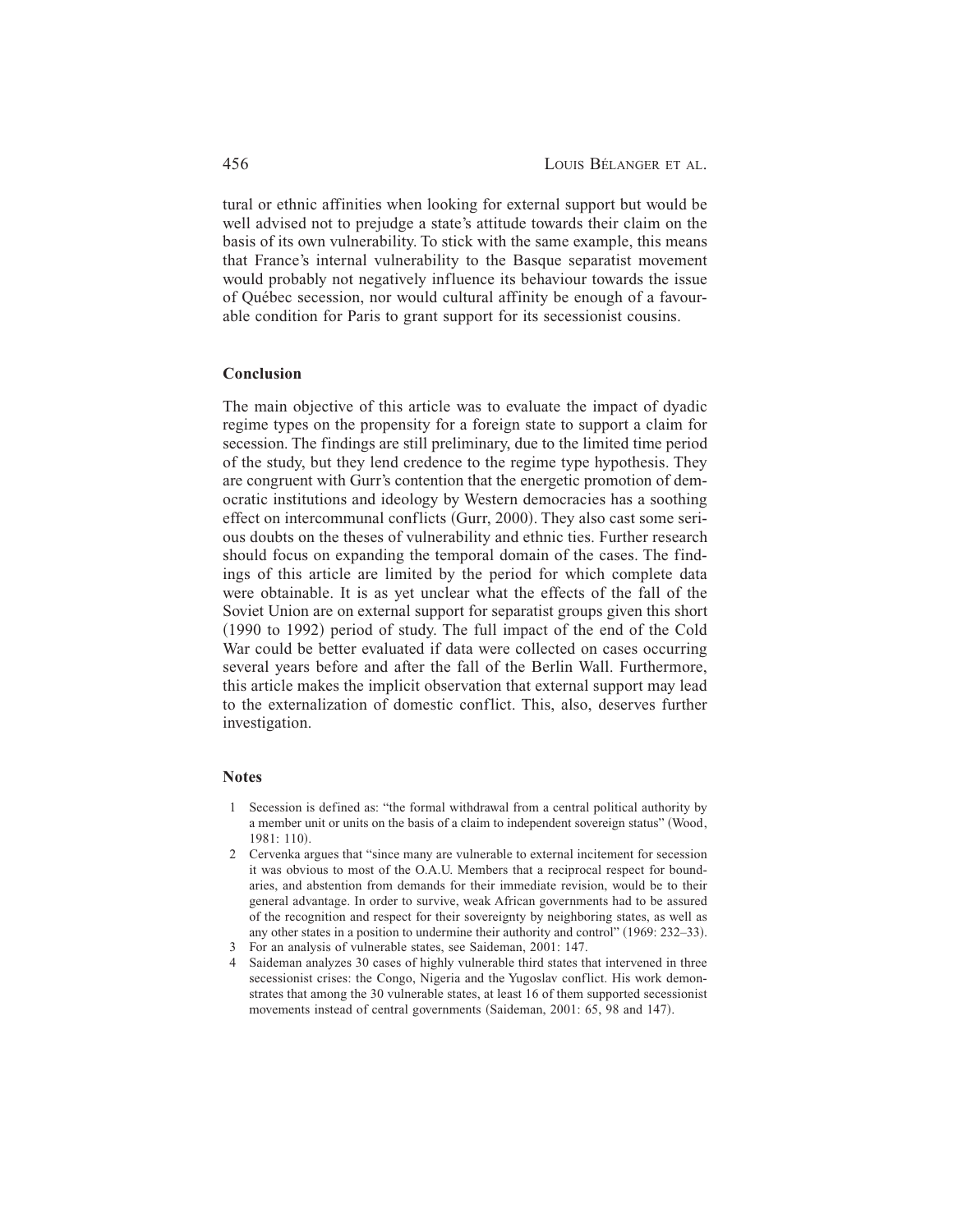tural or ethnic affinities when looking for external support but would be well advised not to prejudge a state's attitude towards their claim on the basis of its own vulnerability. To stick with the same example, this means that France's internal vulnerability to the Basque separatist movement would probably not negatively influence its behaviour towards the issue of Québec secession, nor would cultural affinity be enough of a favourable condition for Paris to grant support for its secessionist cousins.

## Conclusion

The main objective of this article was to evaluate the impact of dyadic regime types on the propensity for a foreign state to support a claim for secession. The findings are still preliminary, due to the limited time period of the study, but they lend credence to the regime type hypothesis. They are congruent with Gurr's contention that the energetic promotion of democratic institutions and ideology by Western democracies has a soothing effect on intercommunal conflicts (Gurr, 2000). They also cast some serious doubts on the theses of vulnerability and ethnic ties. Further research should focus on expanding the temporal domain of the cases. The findings of this article are limited by the period for which complete data were obtainable. It is as yet unclear what the effects of the fall of the Soviet Union are on external support for separatist groups given this short (1990 to 1992) period of study. The full impact of the end of the Cold War could be better evaluated if data were collected on cases occurring several years before and after the fall of the Berlin Wall. Furthermore, this article makes the implicit observation that external support may lead to the externalization of domestic conflict. This, also, deserves further investigation.

## Notes

1. Secession is defined as: "the formal withdrawal from a central political authority by a member unit or units on the basis of a claim to independent sovereign status" (Wood, 1981: 110).
2. Cervenka argues that "since many are vulnerable to external incitement for secession it was obvious to most of the O.A.U. Members that a reciprocal respect for boundaries, and abstention from demands for their immediate revision, would be to their general advantage. In order to survive, weak African governments had to be assured of the recognition and respect for their sovereignty by neighboring states, as well as any other states in a position to undermine their authority and control" (1969: 232–33).
3. For an analysis of vulnerable states, see Saideman, 2001: 147.
4. Saideman analyzes 30 cases of highly vulnerable third states that intervened in three secessionist crises: the Congo, Nigeria and the Yugoslav conflict. His work demonstrates that among the 30 vulnerable states, at least 16 of them supported secessionist movements instead of central governments (Saideman, 2001: 65, 98 and 147).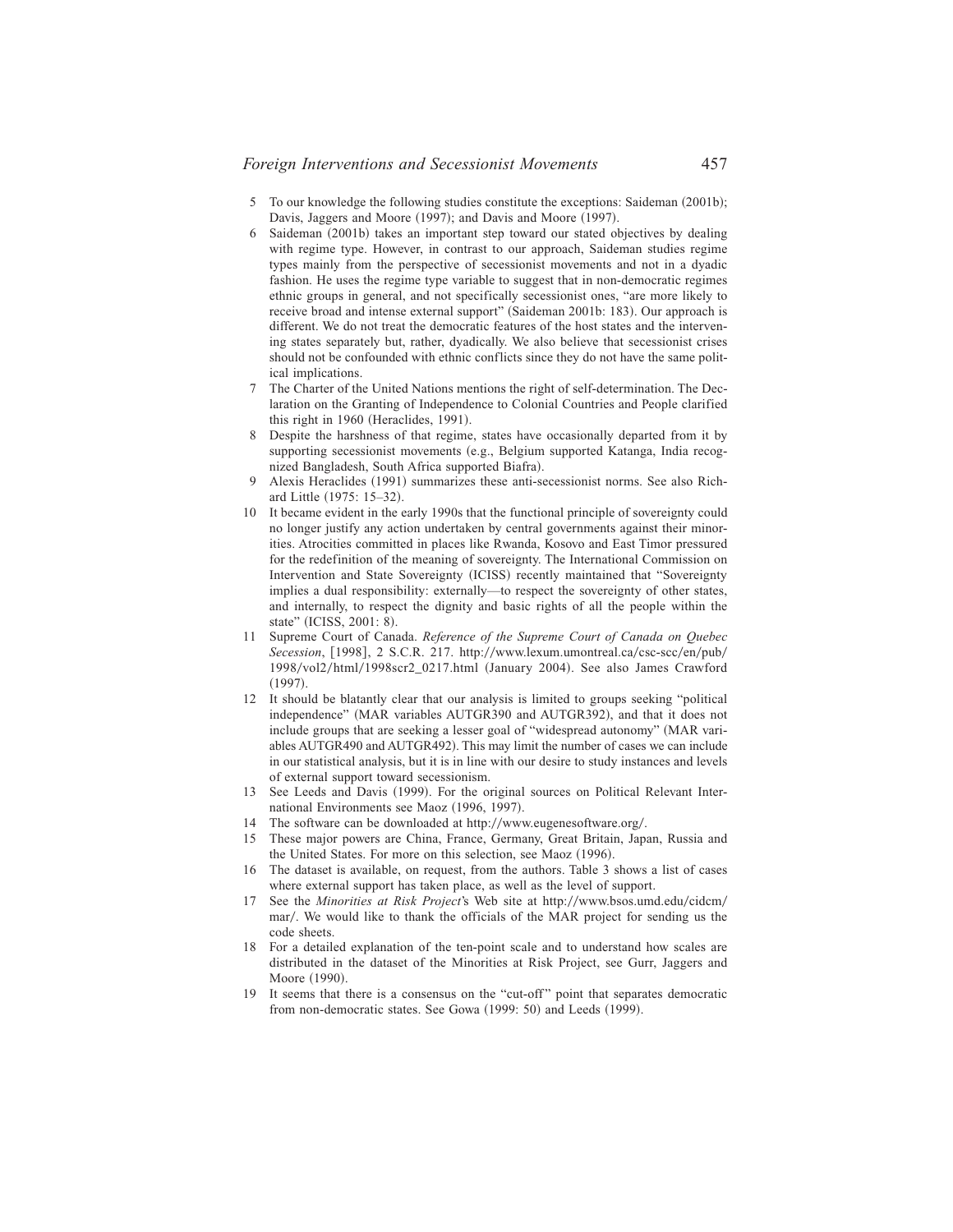5 To our knowledge the following studies constitute the exceptions: Saideman (2001b); Davis, Jaggers and Moore (1997); and Davis and Moore (1997).

6 Saideman (2001b) takes an important step toward our stated objectives by dealing with regime type. However, in contrast to our approach, Saideman studies regime types mainly from the perspective of secessionist movements and not in a dyadic fashion. He uses the regime type variable to suggest that in non-democratic regimes ethnic groups in general, and not specifically secessionist ones, "are more likely to receive broad and intense external support" (Saideman 2001b: 183). Our approach is different. We do not treat the democratic features of the host states and the intervening states separately but, rather, dyadically. We also believe that secessionist crises should not be confounded with ethnic conflicts since they do not have the same political implications.

7 The Charter of the United Nations mentions the right of self-determination. The Declaration on the Granting of Independence to Colonial Countries and People clarified this right in 1960 (Heraclides, 1991).

8 Despite the harshness of that regime, states have occasionally departed from it by supporting secessionist movements (e.g., Belgium supported Katanga, India recognized Bangladesh, South Africa supported Biafra).

9 Alexis Heraclides (1991) summarizes these anti-secessionist norms. See also Richard Little (1975: 15–32).

10 It became evident in the early 1990s that the functional principle of sovereignty could no longer justify any action undertaken by central governments against their minorities. Atrocities committed in places like Rwanda, Kosovo and East Timor pressured for the redefinition of the meaning of sovereignty. The International Commission on Intervention and State Sovereignty (ICISS) recently maintained that "Sovereignty implies a dual responsibility: externally—to respect the sovereignty of other states, and internally, to respect the dignity and basic rights of all the people within the state" (ICISS, 2001: 8).

11 Supreme Court of Canada. *Reference of the Supreme Court of Canada on Quebec Secession*, [1998], 2 S.C.R. 217. http://www.lexum.umontreal.ca/csc-scc/en/pub/1998/vol2/html/1998scr2_0217.html (January 2004). See also James Crawford (1997).

12 It should be blatantly clear that our analysis is limited to groups seeking "political independence" (MAR variables AUTGR390 and AUTGR392), and that it does not include groups that are seeking a lesser goal of "widespread autonomy" (MAR variables AUTGR490 and AUTGR492). This may limit the number of cases we can include in our statistical analysis, but it is in line with our desire to study instances and levels of external support toward secessionism.

13 See Leeds and Davis (1999). For the original sources on Political Relevant International Environments see Maoz (1996, 1997).

14 The software can be downloaded at http://www.eugenesoftware.org/.

15 These major powers are China, France, Germany, Great Britain, Japan, Russia and the United States. For more on this selection, see Maoz (1996).

16 The dataset is available, on request, from the authors. Table 3 shows a list of cases where external support has taken place, as well as the level of support.

17 See the *Minorities at Risk Project*'s Web site at http://www.bsos.umd.edu/cidcm/mar/. We would like to thank the officials of the MAR project for sending us the code sheets.

18 For a detailed explanation of the ten-point scale and to understand how scales are distributed in the dataset of the Minorities at Risk Project, see Gurr, Jaggers and Moore (1990).

19 It seems that there is a consensus on the "cut-off" point that separates democratic from non-democratic states. See Gowa (1999: 50) and Leeds (1999).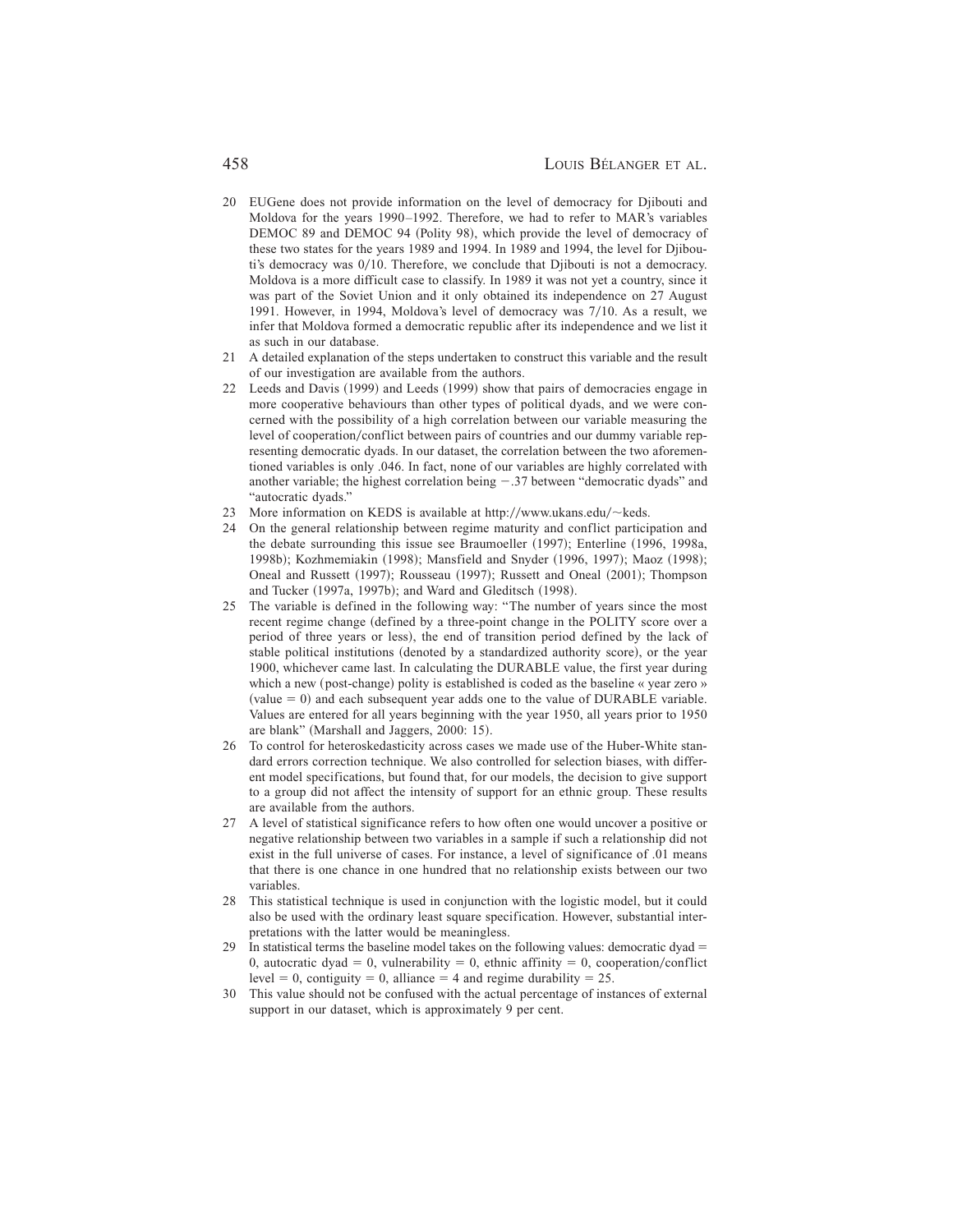20 EUGene does not provide information on the level of democracy for Djibouti and Moldova for the years 1990–1992. Therefore, we had to refer to MAR's variables DEMOC 89 and DEMOC 94 (Polity 98), which provide the level of democracy of these two states for the years 1989 and 1994. In 1989 and 1994, the level for Djibouti's democracy was 0/10. Therefore, we conclude that Djibouti is not a democracy. Moldova is a more difficult case to classify. In 1989 it was not yet a country, since it was part of the Soviet Union and it only obtained its independence on 27 August 1991. However, in 1994, Moldova's level of democracy was 7/10. As a result, we infer that Moldova formed a democratic republic after its independence and we list it as such in our database.

21 A detailed explanation of the steps undertaken to construct this variable and the result of our investigation are available from the authors.

22 Leeds and Davis (1999) and Leeds (1999) show that pairs of democracies engage in more cooperative behaviours than other types of political dyads, and we were concerned with the possibility of a high correlation between our variable measuring the level of cooperation/conflict between pairs of countries and our dummy variable representing democratic dyads. In our dataset, the correlation between the two aforementioned variables is only .046. In fact, none of our variables are highly correlated with another variable; the highest correlation being −.37 between "democratic dyads" and "autocratic dyads."

23 More information on KEDS is available at http://www.ukans.edu/~keds.

24 On the general relationship between regime maturity and conflict participation and the debate surrounding this issue see Braumoeller (1997); Enterline (1996, 1998a, 1998b); Kozhmemiakin (1998); Mansfield and Snyder (1996, 1997); Maoz (1998); Oneal and Russett (1997); Rousseau (1997); Russett and Oneal (2001); Thompson and Tucker (1997a, 1997b); and Ward and Gleditsch (1998).

25 The variable is defined in the following way: "The number of years since the most recent regime change (defined by a three-point change in the POLITY score over a period of three years or less), the end of transition period defined by the lack of stable political institutions (denoted by a standardized authority score), or the year 1900, whichever came last. In calculating the DURABLE value, the first year during which a new (post-change) polity is established is coded as the baseline « year zero » (value = 0) and each subsequent year adds one to the value of DURABLE variable. Values are entered for all years beginning with the year 1950, all years prior to 1950 are blank" (Marshall and Jaggers, 2000: 15).

26 To control for heteroskedasticity across cases we made use of the Huber-White standard errors correction technique. We also controlled for selection biases, with different model specifications, but found that, for our models, the decision to give support to a group did not affect the intensity of support for an ethnic group. These results are available from the authors.

27 A level of statistical significance refers to how often one would uncover a positive or negative relationship between two variables in a sample if such a relationship did not exist in the full universe of cases. For instance, a level of significance of .01 means that there is one chance in one hundred that no relationship exists between our two variables.

28 This statistical technique is used in conjunction with the logistic model, but it could also be used with the ordinary least square specification. However, substantial interpretations with the latter would be meaningless.

29 In statistical terms the baseline model takes on the following values: democratic dyad = 0, autocratic dyad = 0, vulnerability = 0, ethnic affinity = 0, cooperation/conflict level = 0, contiguity = 0, alliance = 4 and regime durability = 25.

30 This value should not be confused with the actual percentage of instances of external support in our dataset, which is approximately 9 per cent.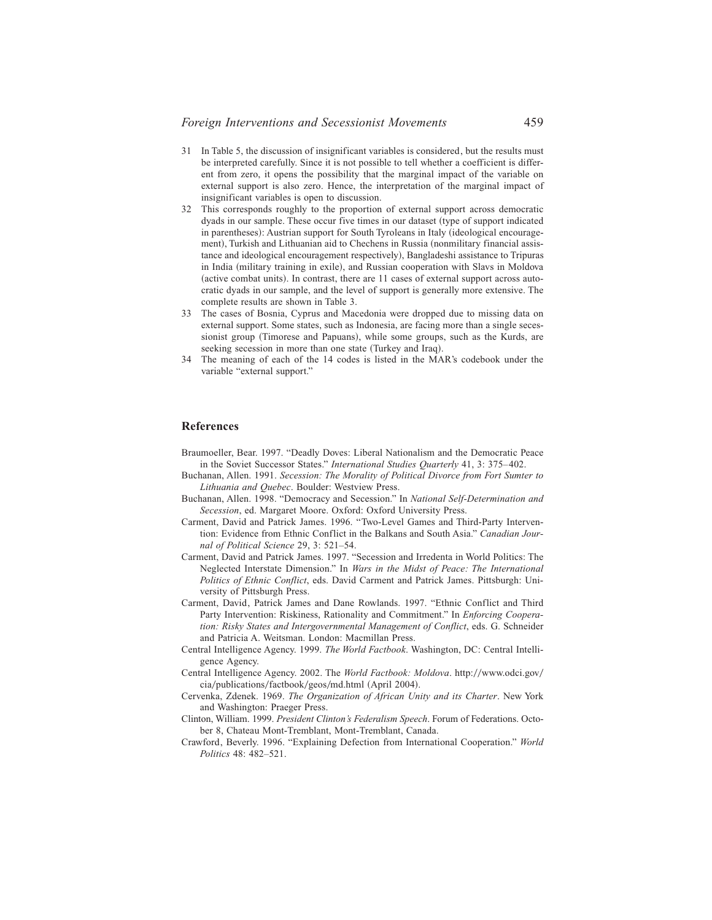31 In Table 5, the discussion of insignificant variables is considered, but the results must be interpreted carefully. Since it is not possible to tell whether a coefficient is different from zero, it opens the possibility that the marginal impact of the variable on external support is also zero. Hence, the interpretation of the marginal impact of insignificant variables is open to discussion.

32 This corresponds roughly to the proportion of external support across democratic dyads in our sample. These occur five times in our dataset (type of support indicated in parentheses): Austrian support for South Tyroleans in Italy (ideological encouragement), Turkish and Lithuanian aid to Chechens in Russia (nonmilitary financial assistance and ideological encouragement respectively), Bangladeshi assistance to Tripuras in India (military training in exile), and Russian cooperation with Slavs in Moldova (active combat units). In contrast, there are 11 cases of external support across autocratic dyads in our sample, and the level of support is generally more extensive. The complete results are shown in Table 3.

33 The cases of Bosnia, Cyprus and Macedonia were dropped due to missing data on external support. Some states, such as Indonesia, are facing more than a single secessionist group (Timorese and Papuans), while some groups, such as the Kurds, are seeking secession in more than one state (Turkey and Iraq).

34 The meaning of each of the 14 codes is listed in the MAR's codebook under the variable "external support."

## References

Braumoeller, Bear. 1997. "Deadly Doves: Liberal Nationalism and the Democratic Peace in the Soviet Successor States." *International Studies Quarterly* 41, 3: 375–402.

Buchanan, Allen. 1991. *Secession: The Morality of Political Divorce from Fort Sumter to Lithuania and Quebec*. Boulder: Westview Press.

Buchanan, Allen. 1998. "Democracy and Secession." In *National Self-Determination and Secession*, ed. Margaret Moore. Oxford: Oxford University Press.

Carment, David and Patrick James. 1996. "Two-Level Games and Third-Party Intervention: Evidence from Ethnic Conflict in the Balkans and South Asia." *Canadian Journal of Political Science* 29, 3: 521–54.

Carment, David and Patrick James. 1997. "Secession and Irredenta in World Politics: The Neglected Interstate Dimension." In *Wars in the Midst of Peace: The International Politics of Ethnic Conflict*, eds. David Carment and Patrick James. Pittsburgh: University of Pittsburgh Press.

Carment, David, Patrick James and Dane Rowlands. 1997. "Ethnic Conflict and Third Party Intervention: Riskiness, Rationality and Commitment." In *Enforcing Cooperation: Risky States and Intergovernmental Management of Conflict*, eds. G. Schneider and Patricia A. Weitsman. London: Macmillan Press.

Central Intelligence Agency. 1999. *The World Factbook*. Washington, DC: Central Intelligence Agency.

Central Intelligence Agency. 2002. The *World Factbook: Moldova*. http://www.odci.gov/cia/publications/factbook/geos/md.html (April 2004).

Cervenka, Zdenek. 1969. *The Organization of African Unity and its Charter*. New York and Washington: Praeger Press.

Clinton, William. 1999. *President Clinton's Federalism Speech*. Forum of Federations. October 8, Chateau Mont-Tremblant, Mont-Tremblant, Canada.

Crawford, Beverly. 1996. "Explaining Defection from International Cooperation." *World Politics* 48: 482–521.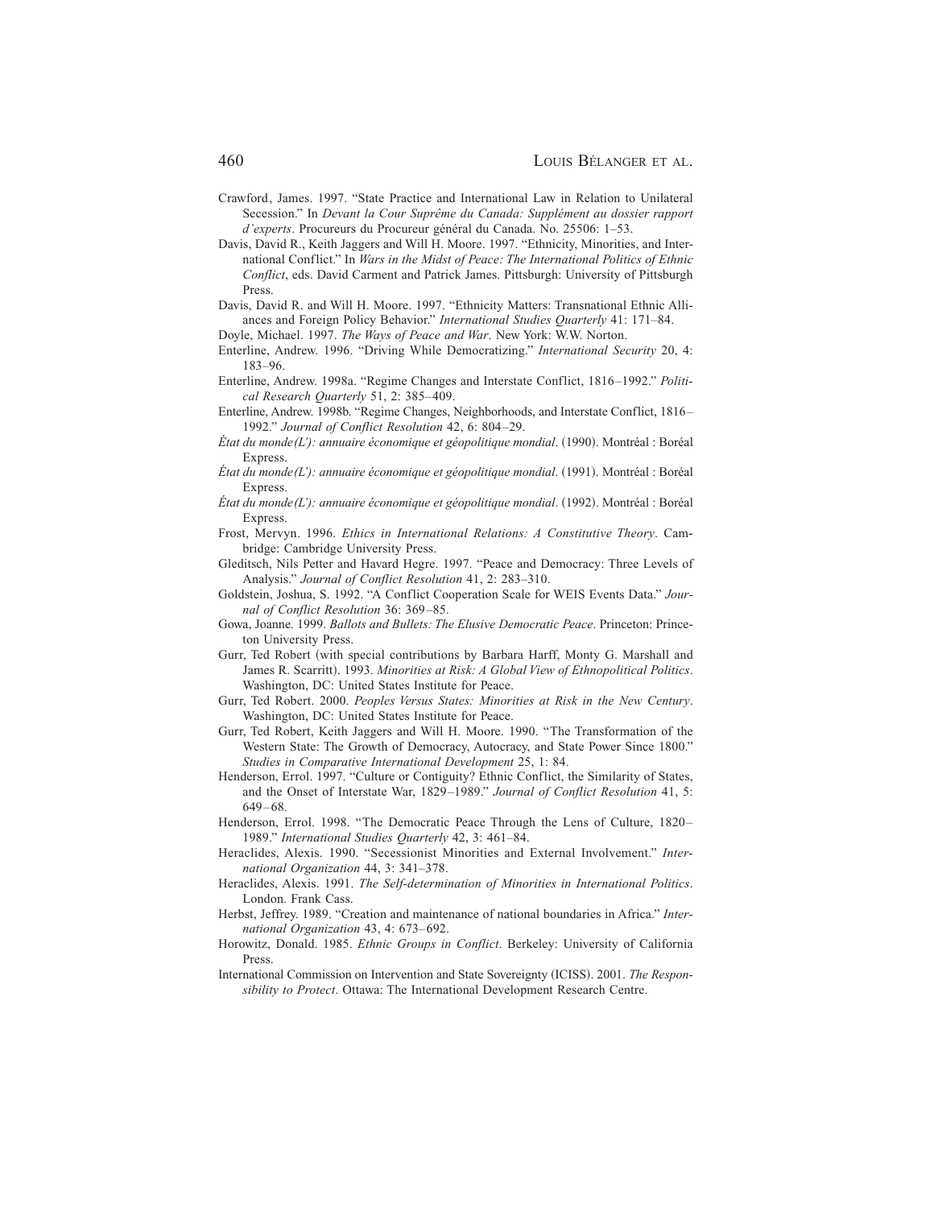Crawford, James. 1997. "State Practice and International Law in Relation to Unilateral Secession." In *Devant la Cour Suprême du Canada: Supplément au dossier rapport d'experts*. Procureurs du Procureur général du Canada. No. 25506: 1–53.

Davis, David R., Keith Jaggers and Will H. Moore. 1997. "Ethnicity, Minorities, and International Conflict." In *Wars in the Midst of Peace: The International Politics of Ethnic Conflict*, eds. David Carment and Patrick James. Pittsburgh: University of Pittsburgh Press.

Davis, David R. and Will H. Moore. 1997. "Ethnicity Matters: Transnational Ethnic Alliances and Foreign Policy Behavior." *International Studies Quarterly* 41: 171–84.

Doyle, Michael. 1997. *The Ways of Peace and War*. New York: W.W. Norton.

Enterline, Andrew. 1996. "Driving While Democratizing." *International Security* 20, 4: 183–96.

Enterline, Andrew. 1998a. "Regime Changes and Interstate Conflict, 1816–1992." *Political Research Quarterly* 51, 2: 385–409.

Enterline, Andrew. 1998b. "Regime Changes, Neighborhoods, and Interstate Conflict, 1816–1992." *Journal of Conflict Resolution* 42, 6: 804–29.

*État du monde(L'): annuaire économique et géopolitique mondial*. (1990). Montréal : Boréal Express.

*État du monde(L'): annuaire économique et géopolitique mondial*. (1991). Montréal : Boréal Express.

*État du monde(L'): annuaire économique et géopolitique mondial*. (1992). Montréal : Boréal Express.

Frost, Mervyn. 1996. *Ethics in International Relations: A Constitutive Theory*. Cambridge: Cambridge University Press.

Gleditsch, Nils Petter and Havard Hegre. 1997. "Peace and Democracy: Three Levels of Analysis." *Journal of Conflict Resolution* 41, 2: 283–310.

Goldstein, Joshua, S. 1992. "A Conflict Cooperation Scale for WEIS Events Data." *Journal of Conflict Resolution* 36: 369–85.

Gowa, Joanne. 1999. *Ballots and Bullets: The Elusive Democratic Peace*. Princeton: Princeton University Press.

Gurr, Ted Robert (with special contributions by Barbara Harff, Monty G. Marshall and James R. Scarritt). 1993. *Minorities at Risk: A Global View of Ethnopolitical Politics*. Washington, DC: United States Institute for Peace.

Gurr, Ted Robert. 2000. *Peoples Versus States: Minorities at Risk in the New Century*. Washington, DC: United States Institute for Peace.

Gurr, Ted Robert, Keith Jaggers and Will H. Moore. 1990. "The Transformation of the Western State: The Growth of Democracy, Autocracy, and State Power Since 1800." *Studies in Comparative International Development* 25, 1: 84.

Henderson, Errol. 1997. "Culture or Contiguity? Ethnic Conflict, the Similarity of States, and the Onset of Interstate War, 1829–1989." *Journal of Conflict Resolution* 41, 5: 649–68.

Henderson, Errol. 1998. "The Democratic Peace Through the Lens of Culture, 1820–1989." *International Studies Quarterly* 42, 3: 461–84.

Heraclides, Alexis. 1990. "Secessionist Minorities and External Involvement." *International Organization* 44, 3: 341–378.

Heraclides, Alexis. 1991. *The Self-determination of Minorities in International Politics*. London. Frank Cass.

Herbst, Jeffrey. 1989. "Creation and maintenance of national boundaries in Africa." *International Organization* 43, 4: 673–692.

Horowitz, Donald. 1985. *Ethnic Groups in Conflict*. Berkeley: University of California Press.

International Commission on Intervention and State Sovereignty (ICISS). 2001. *The Responsibility to Protect*. Ottawa: The International Development Research Centre.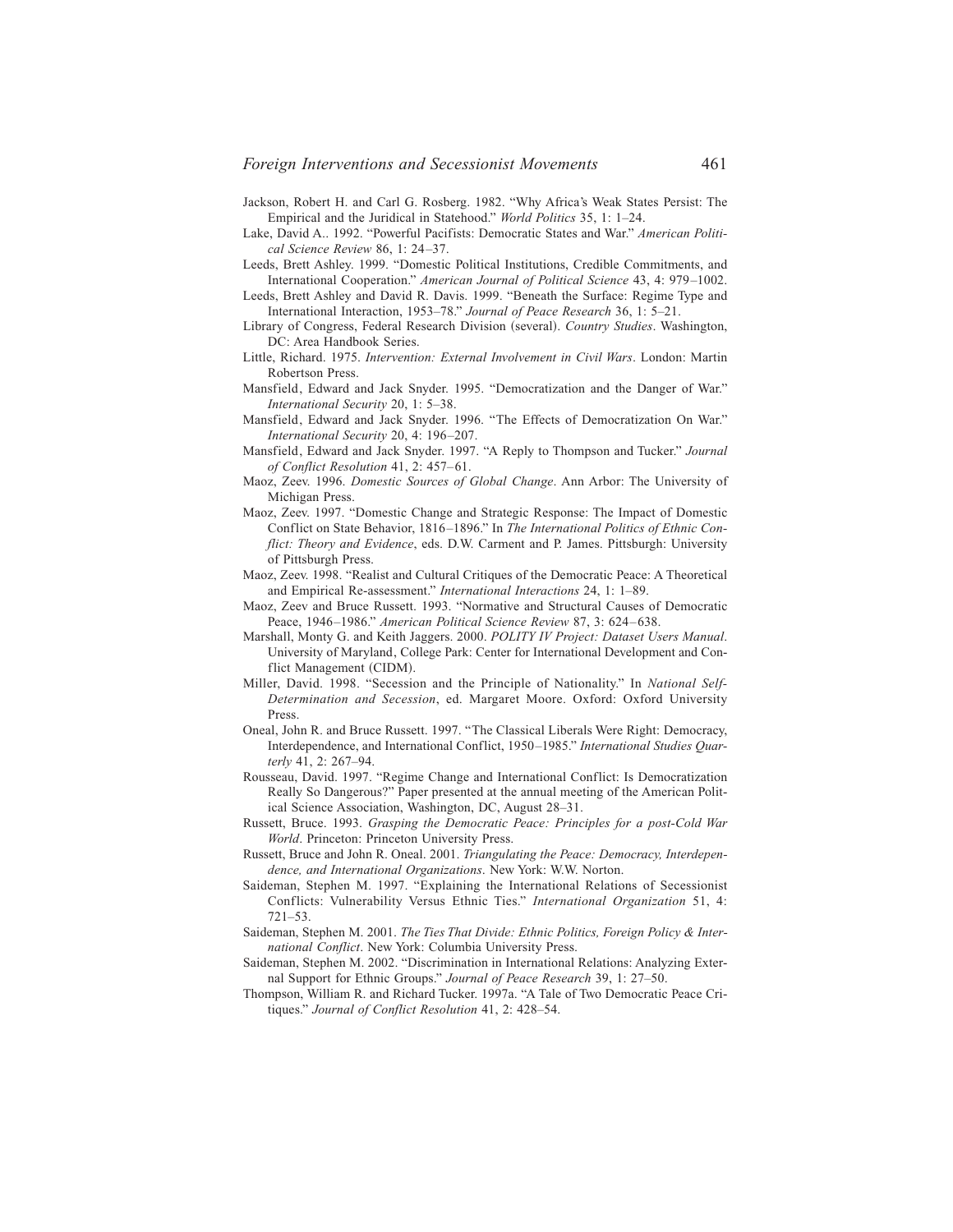Jackson, Robert H. and Carl G. Rosberg. 1982. "Why Africa's Weak States Persist: The Empirical and the Juridical in Statehood." *World Politics* 35, 1: 1–24.

Lake, David A.. 1992. "Powerful Pacifists: Democratic States and War." *American Political Science Review* 86, 1: 24–37.

Leeds, Brett Ashley. 1999. "Domestic Political Institutions, Credible Commitments, and International Cooperation." *American Journal of Political Science* 43, 4: 979–1002.

Leeds, Brett Ashley and David R. Davis. 1999. "Beneath the Surface: Regime Type and International Interaction, 1953–78." *Journal of Peace Research* 36, 1: 5–21.

Library of Congress, Federal Research Division (several). *Country Studies*. Washington, DC: Area Handbook Series.

Little, Richard. 1975. *Intervention: External Involvement in Civil Wars*. London: Martin Robertson Press.

Mansfield, Edward and Jack Snyder. 1995. "Democratization and the Danger of War." *International Security* 20, 1: 5–38.

Mansfield, Edward and Jack Snyder. 1996. "The Effects of Democratization On War." *International Security* 20, 4: 196–207.

Mansfield, Edward and Jack Snyder. 1997. "A Reply to Thompson and Tucker." *Journal of Conflict Resolution* 41, 2: 457–61.

Maoz, Zeev. 1996. *Domestic Sources of Global Change*. Ann Arbor: The University of Michigan Press.

Maoz, Zeev. 1997. "Domestic Change and Strategic Response: The Impact of Domestic Conflict on State Behavior, 1816–1896." In *The International Politics of Ethnic Conflict: Theory and Evidence*, eds. D.W. Carment and P. James. Pittsburgh: University of Pittsburgh Press.

Maoz, Zeev. 1998. "Realist and Cultural Critiques of the Democratic Peace: A Theoretical and Empirical Re-assessment." *International Interactions* 24, 1: 1–89.

Maoz, Zeev and Bruce Russett. 1993. "Normative and Structural Causes of Democratic Peace, 1946–1986." *American Political Science Review* 87, 3: 624–638.

Marshall, Monty G. and Keith Jaggers. 2000. *POLITY IV Project: Dataset Users Manual*. University of Maryland, College Park: Center for International Development and Conflict Management (CIDM).

Miller, David. 1998. "Secession and the Principle of Nationality." In *National Self-Determination and Secession*, ed. Margaret Moore. Oxford: Oxford University Press.

Oneal, John R. and Bruce Russett. 1997. "The Classical Liberals Were Right: Democracy, Interdependence, and International Conflict, 1950–1985." *International Studies Quarterly* 41, 2: 267–94.

Rousseau, David. 1997. "Regime Change and International Conflict: Is Democratization Really So Dangerous?" Paper presented at the annual meeting of the American Political Science Association, Washington, DC, August 28–31.

Russett, Bruce. 1993. *Grasping the Democratic Peace: Principles for a post-Cold War World*. Princeton: Princeton University Press.

Russett, Bruce and John R. Oneal. 2001. *Triangulating the Peace: Democracy, Interdependence, and International Organizations*. New York: W.W. Norton.

Saideman, Stephen M. 1997. "Explaining the International Relations of Secessionist Conflicts: Vulnerability Versus Ethnic Ties." *International Organization* 51, 4: 721–53.

Saideman, Stephen M. 2001. *The Ties That Divide: Ethnic Politics, Foreign Policy & International Conflict*. New York: Columbia University Press.

Saideman, Stephen M. 2002. "Discrimination in International Relations: Analyzing External Support for Ethnic Groups." *Journal of Peace Research* 39, 1: 27–50.

Thompson, William R. and Richard Tucker. 1997a. "A Tale of Two Democratic Peace Critiques." *Journal of Conflict Resolution* 41, 2: 428–54.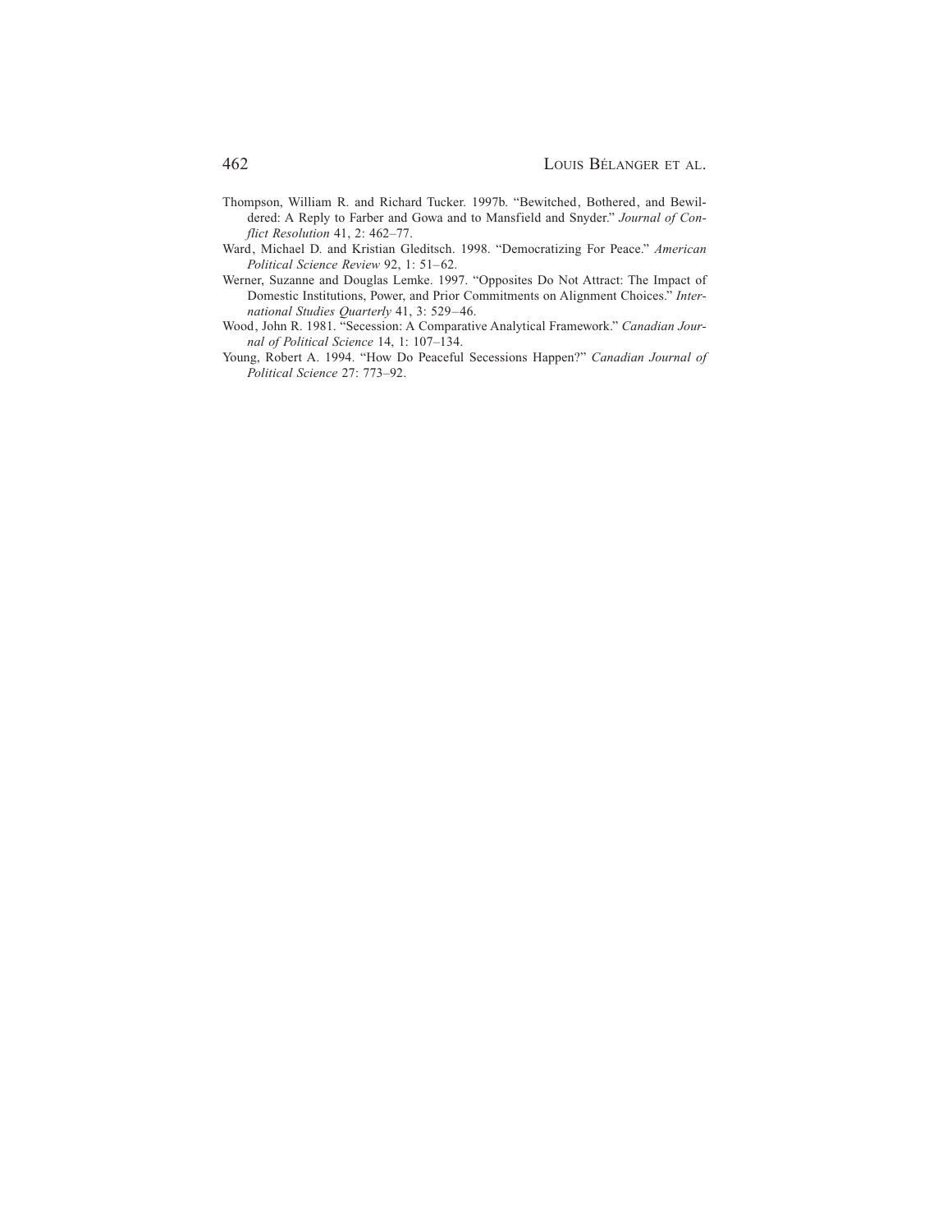Thompson, William R. and Richard Tucker. 1997b. "Bewitched, Bothered, and Bewildered: A Reply to Farber and Gowa and to Mansfield and Snyder." *Journal of Conflict Resolution* 41, 2: 462–77.

Ward, Michael D. and Kristian Gleditsch. 1998. "Democratizing For Peace." *American Political Science Review* 92, 1: 51–62.

Werner, Suzanne and Douglas Lemke. 1997. "Opposites Do Not Attract: The Impact of Domestic Institutions, Power, and Prior Commitments on Alignment Choices." *International Studies Quarterly* 41, 3: 529–46.

Wood, John R. 1981. "Secession: A Comparative Analytical Framework." *Canadian Journal of Political Science* 14, 1: 107–134.

Young, Robert A. 1994. "How Do Peaceful Secessions Happen?" *Canadian Journal of Political Science* 27: 773–92.